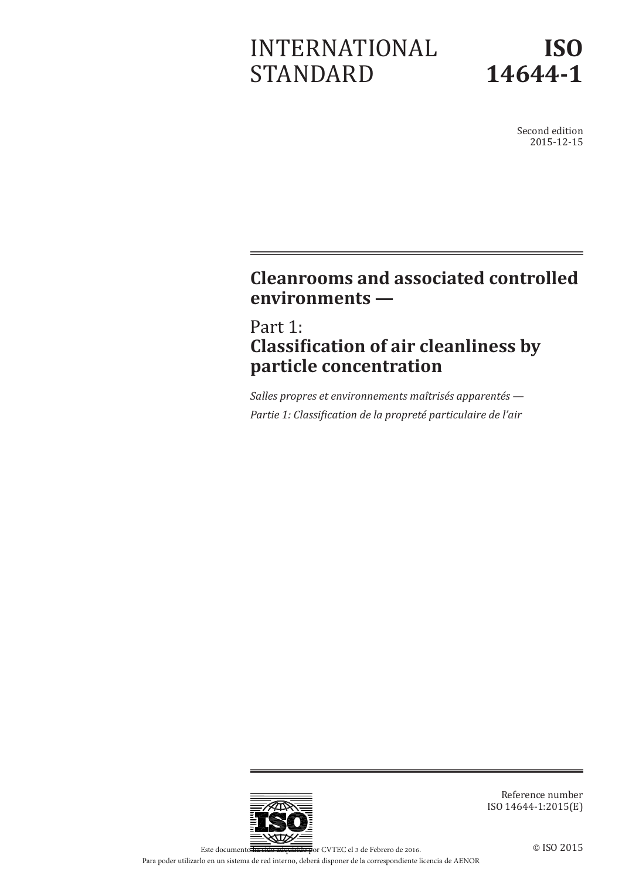# INTERNATIONAL STANDARD

# ISO 14644-1

Second edition
2015-12-15

## Cleanrooms and associated controlled environments —

## Part 1: Classification of air cleanliness by particle concentration

*Salles propres et environnements maîtrisés apparentés —*

*Partie 1: Classification de la propreté particulaire de l'air*

Reference number
ISO 14644-1:2015(E)

© ISO 2015

Este documento ha sido adquirido por CVTEC el 3 de Febrero de 2016.
Para poder utilizarlo en un sistema de red interno, deberá disponer de la correspondiente licencia de AENOR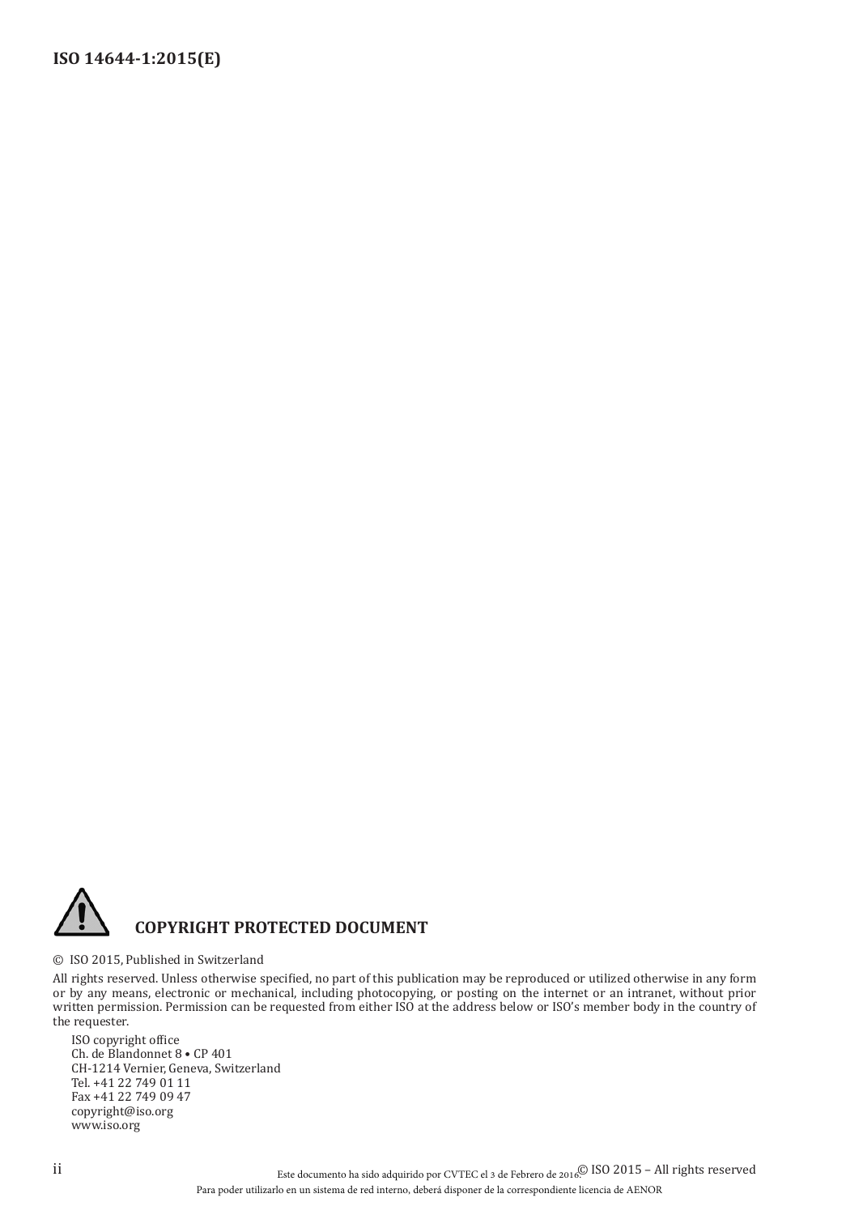## COPYRIGHT PROTECTED DOCUMENT

© ISO 2015, Published in Switzerland

All rights reserved. Unless otherwise specified, no part of this publication may be reproduced or utilized otherwise in any form or by any means, electronic or mechanical, including photocopying, or posting on the internet or an intranet, without prior written permission. Permission can be requested from either ISO at the address below or ISO's member body in the country of the requester.

ISO copyright office  
Ch. de Blandonnet 8 • CP 401  
CH-1214 Vernier, Geneva, Switzerland  
Tel. +41 22 749 01 11  
Fax +41 22 749 09 47  
copyright@iso.org  
www.iso.org

Este documento ha sido adquirido por CVTEC el 3 de Febrero de 2016.

Para poder utilizarlo en un sistema de red interno, deberá disponer de la correspondiente licencia de AENOR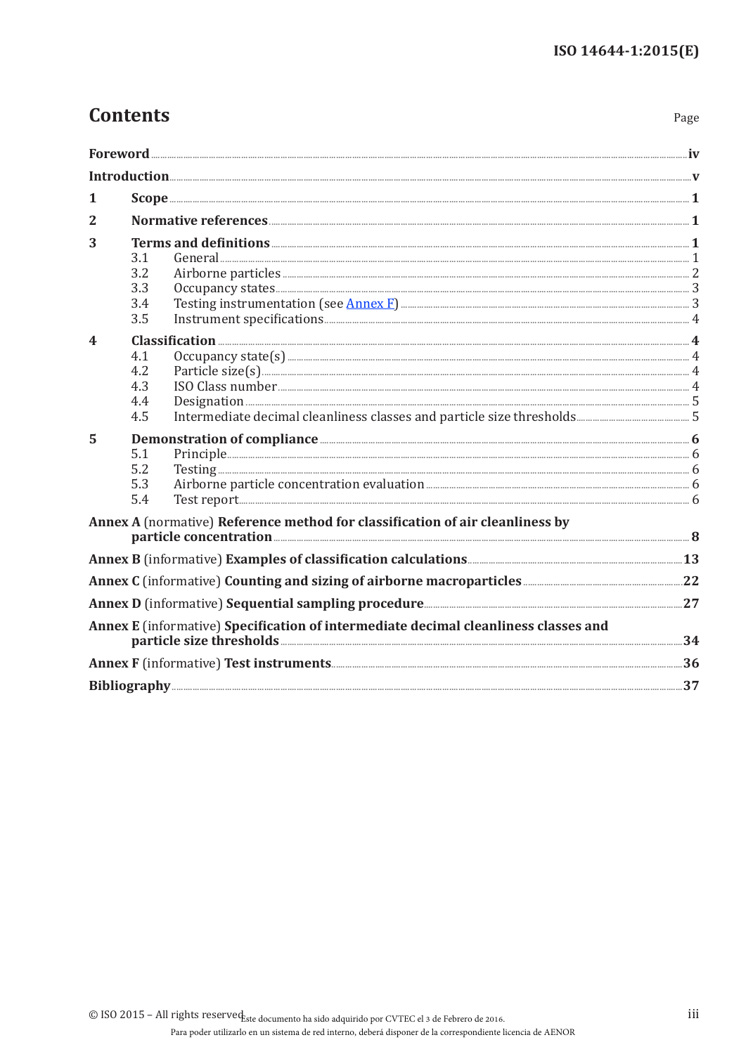# Contents

Page

**Foreword** .......... **iv**

**Introduction** .......... **v**

**1 Scope** .......... **1**

**2 Normative references** .......... **1**

**3 Terms and definitions** .......... **1**

- 3.1 General .......... 1
- 3.2 Airborne particles .......... 2
- 3.3 Occupancy states .......... 3
- 3.4 Testing instrumentation (see Annex F) .......... 3
- 3.5 Instrument specifications .......... 4

**4 Classification** .......... **4**

- 4.1 Occupancy state(s) .......... 4
- 4.2 Particle size(s) .......... 4
- 4.3 ISO Class number .......... 4
- 4.4 Designation .......... 5
- 4.5 Intermediate decimal cleanliness classes and particle size thresholds .......... 5

**5 Demonstration of compliance** .......... **6**

- 5.1 Principle .......... 6
- 5.2 Testing .......... 6
- 5.3 Airborne particle concentration evaluation .......... 6
- 5.4 Test report .......... 6

**Annex A** (normative) **Reference method for classification of air cleanliness by particle concentration** .......... **8**

**Annex B** (informative) **Examples of classification calculations** .......... **13**

**Annex C** (informative) **Counting and sizing of airborne macroparticles** .......... **22**

**Annex D** (informative) **Sequential sampling procedure** .......... **27**

**Annex E** (informative) **Specification of intermediate decimal cleanliness classes and particle size thresholds** .......... **34**

**Annex F** (informative) **Test instruments** .......... **36**

**Bibliography** .......... **37**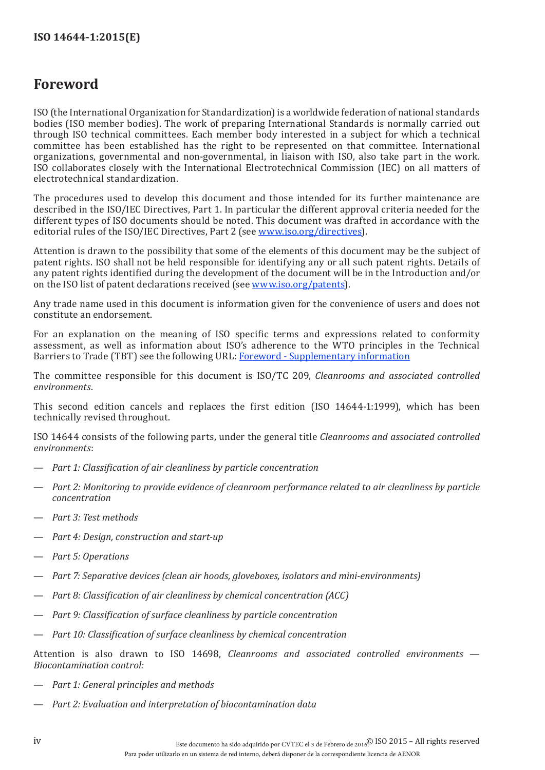# Foreword

ISO (the International Organization for Standardization) is a worldwide federation of national standards bodies (ISO member bodies). The work of preparing International Standards is normally carried out through ISO technical committees. Each member body interested in a subject for which a technical committee has been established has the right to be represented on that committee. International organizations, governmental and non-governmental, in liaison with ISO, also take part in the work. ISO collaborates closely with the International Electrotechnical Commission (IEC) on all matters of electrotechnical standardization.

The procedures used to develop this document and those intended for its further maintenance are described in the ISO/IEC Directives, Part 1. In particular the different approval criteria needed for the different types of ISO documents should be noted. This document was drafted in accordance with the editorial rules of the ISO/IEC Directives, Part 2 (see www.iso.org/directives).

Attention is drawn to the possibility that some of the elements of this document may be the subject of patent rights. ISO shall not be held responsible for identifying any or all such patent rights. Details of any patent rights identified during the development of the document will be in the Introduction and/or on the ISO list of patent declarations received (see www.iso.org/patents).

Any trade name used in this document is information given for the convenience of users and does not constitute an endorsement.

For an explanation on the meaning of ISO specific terms and expressions related to conformity assessment, as well as information about ISO's adherence to the WTO principles in the Technical Barriers to Trade (TBT) see the following URL: Foreword - Supplementary information

The committee responsible for this document is ISO/TC 209, *Cleanrooms and associated controlled environments*.

This second edition cancels and replaces the first edition (ISO 14644-1:1999), which has been technically revised throughout.

ISO 14644 consists of the following parts, under the general title *Cleanrooms and associated controlled environments*:

— *Part 1: Classification of air cleanliness by particle concentration*

— *Part 2: Monitoring to provide evidence of cleanroom performance related to air cleanliness by particle concentration*

— *Part 3: Test methods*

— *Part 4: Design, construction and start-up*

— *Part 5: Operations*

— *Part 7: Separative devices (clean air hoods, gloveboxes, isolators and mini-environments)*

— *Part 8: Classification of air cleanliness by chemical concentration (ACC)*

— *Part 9: Classification of surface cleanliness by particle concentration*

— *Part 10: Classification of surface cleanliness by chemical concentration*

Attention is also drawn to ISO 14698, *Cleanrooms and associated controlled environments — Biocontamination control:*

— *Part 1: General principles and methods*

— *Part 2: Evaluation and interpretation of biocontamination data*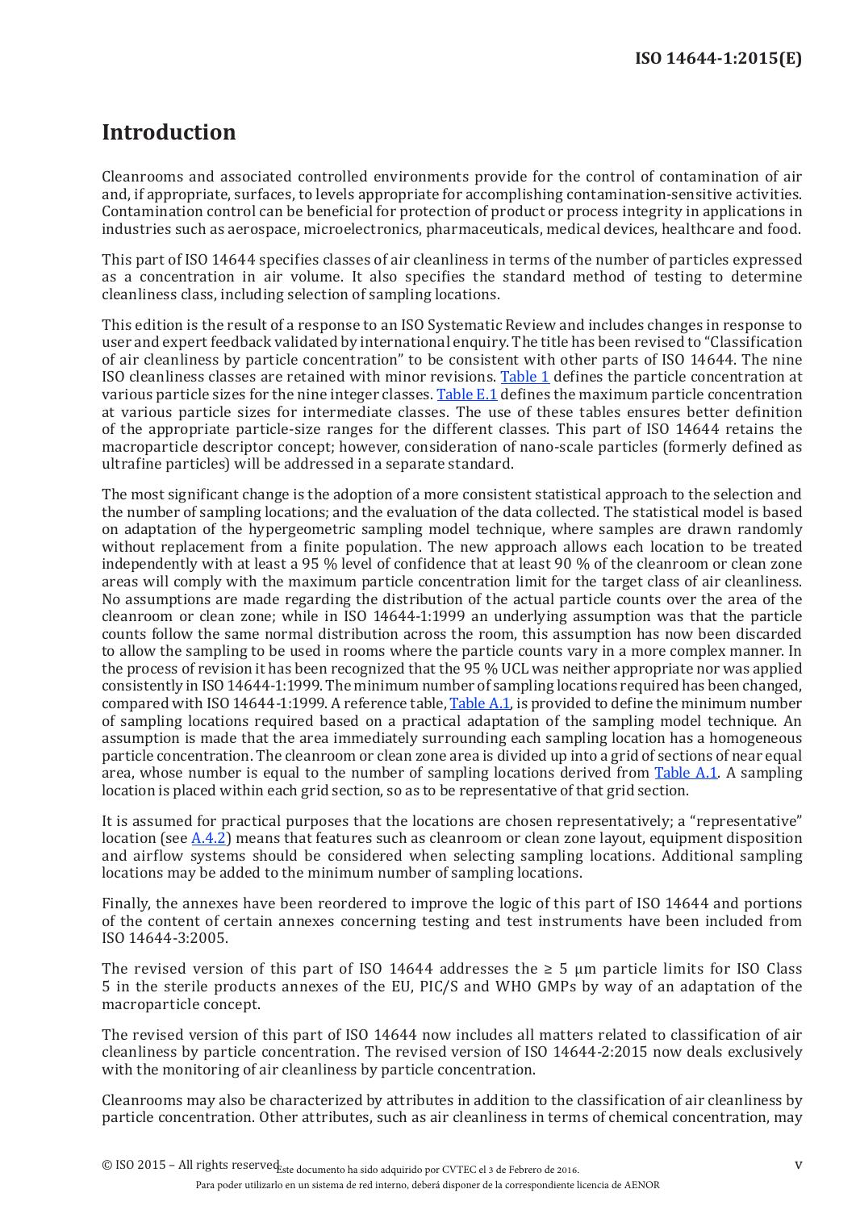# Introduction

Cleanrooms and associated controlled environments provide for the control of contamination of air and, if appropriate, surfaces, to levels appropriate for accomplishing contamination-sensitive activities. Contamination control can be beneficial for protection of product or process integrity in applications in industries such as aerospace, microelectronics, pharmaceuticals, medical devices, healthcare and food.

This part of ISO 14644 specifies classes of air cleanliness in terms of the number of particles expressed as a concentration in air volume. It also specifies the standard method of testing to determine cleanliness class, including selection of sampling locations.

This edition is the result of a response to an ISO Systematic Review and includes changes in response to user and expert feedback validated by international enquiry. The title has been revised to "Classification of air cleanliness by particle concentration" to be consistent with other parts of ISO 14644. The nine ISO cleanliness classes are retained with minor revisions. Table 1 defines the particle concentration at various particle sizes for the nine integer classes. Table E.1 defines the maximum particle concentration at various particle sizes for intermediate classes. The use of these tables ensures better definition of the appropriate particle-size ranges for the different classes. This part of ISO 14644 retains the macroparticle descriptor concept; however, consideration of nano-scale particles (formerly defined as ultrafine particles) will be addressed in a separate standard.

The most significant change is the adoption of a more consistent statistical approach to the selection and the number of sampling locations; and the evaluation of the data collected. The statistical model is based on adaptation of the hypergeometric sampling model technique, where samples are drawn randomly without replacement from a finite population. The new approach allows each location to be treated independently with at least a 95 % level of confidence that at least 90 % of the cleanroom or clean zone areas will comply with the maximum particle concentration limit for the target class of air cleanliness. No assumptions are made regarding the distribution of the actual particle counts over the area of the cleanroom or clean zone; while in ISO 14644-1:1999 an underlying assumption was that the particle counts follow the same normal distribution across the room, this assumption has now been discarded to allow the sampling to be used in rooms where the particle counts vary in a more complex manner. In the process of revision it has been recognized that the 95 % UCL was neither appropriate nor was applied consistently in ISO 14644-1:1999. The minimum number of sampling locations required has been changed, compared with ISO 14644-1:1999. A reference table, Table A.1, is provided to define the minimum number of sampling locations required based on a practical adaptation of the sampling model technique. An assumption is made that the area immediately surrounding each sampling location has a homogeneous particle concentration. The cleanroom or clean zone area is divided up into a grid of sections of near equal area, whose number is equal to the number of sampling locations derived from Table A.1. A sampling location is placed within each grid section, so as to be representative of that grid section.

It is assumed for practical purposes that the locations are chosen representatively; a "representative" location (see A.4.2) means that features such as cleanroom or clean zone layout, equipment disposition and airflow systems should be considered when selecting sampling locations. Additional sampling locations may be added to the minimum number of sampling locations.

Finally, the annexes have been reordered to improve the logic of this part of ISO 14644 and portions of the content of certain annexes concerning testing and test instruments have been included from ISO 14644-3:2005.

The revised version of this part of ISO 14644 addresses the ≥ 5 µm particle limits for ISO Class 5 in the sterile products annexes of the EU, PIC/S and WHO GMPs by way of an adaptation of the macroparticle concept.

The revised version of this part of ISO 14644 now includes all matters related to classification of air cleanliness by particle concentration. The revised version of ISO 14644-2:2015 now deals exclusively with the monitoring of air cleanliness by particle concentration.

Cleanrooms may also be characterized by attributes in addition to the classification of air cleanliness by particle concentration. Other attributes, such as air cleanliness in terms of chemical concentration, may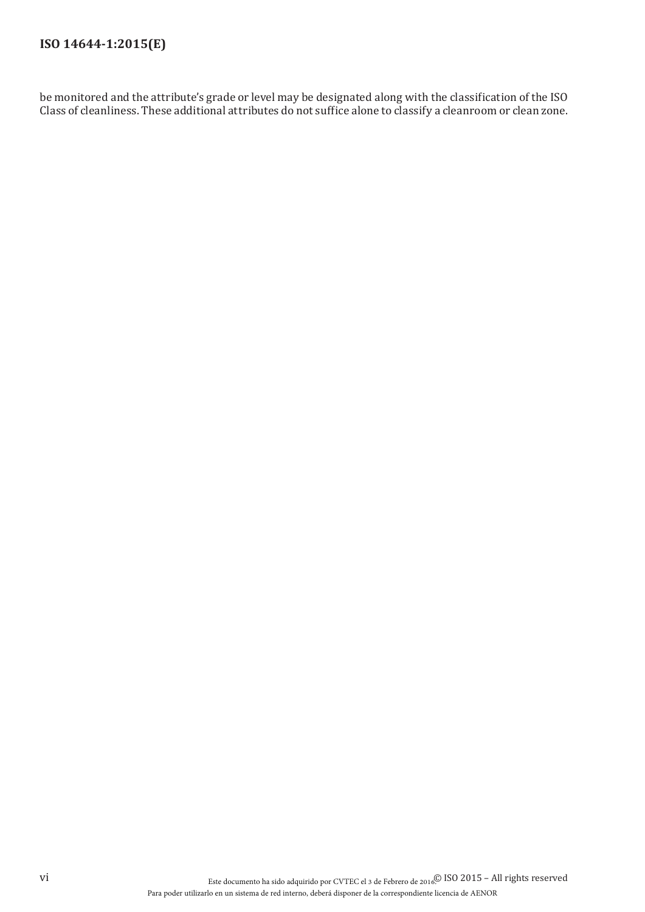be monitored and the attribute's grade or level may be designated along with the classification of the ISO Class of cleanliness. These additional attributes do not suffice alone to classify a cleanroom or clean zone.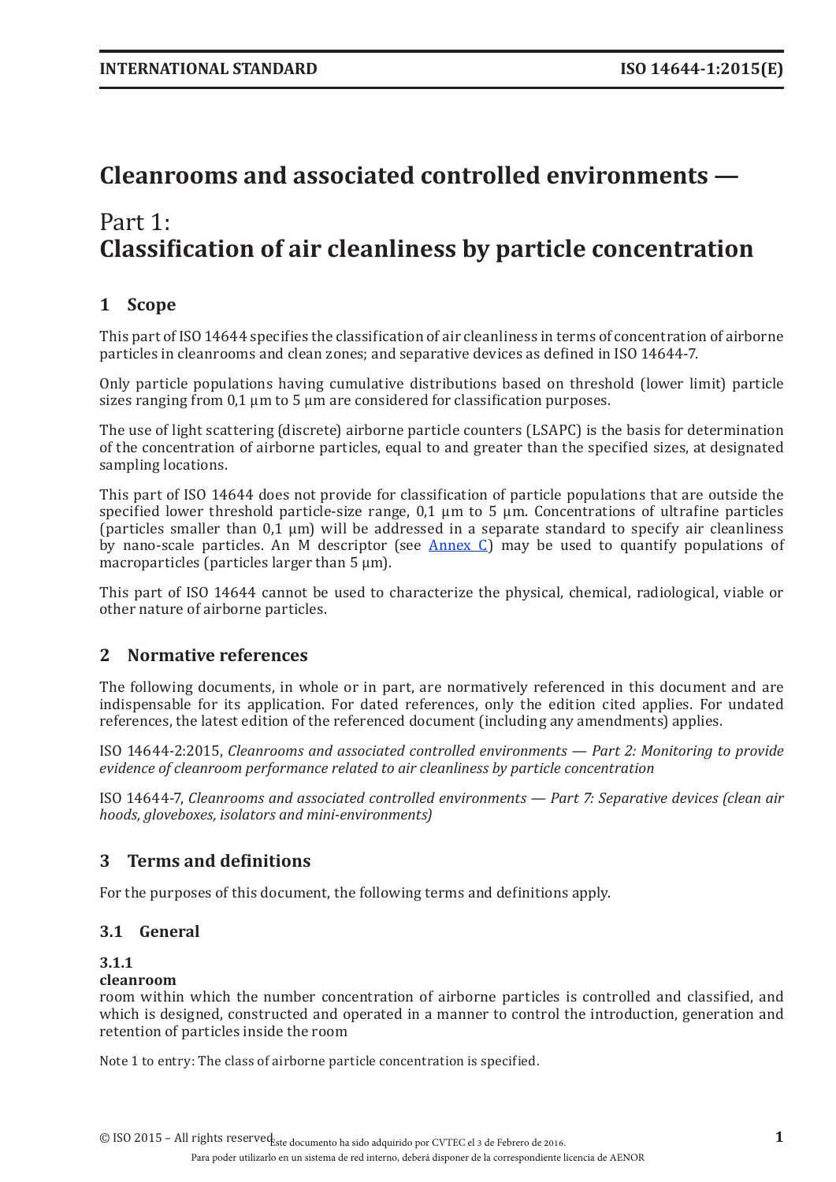# Cleanrooms and associated controlled environments —

# Part 1:
# Classification of air cleanliness by particle concentration

## 1 Scope

This part of ISO 14644 specifies the classification of air cleanliness in terms of concentration of airborne particles in cleanrooms and clean zones; and separative devices as defined in ISO 14644-7.

Only particle populations having cumulative distributions based on threshold (lower limit) particle sizes ranging from 0,1 µm to 5 µm are considered for classification purposes.

The use of light scattering (discrete) airborne particle counters (LSAPC) is the basis for determination of the concentration of airborne particles, equal to and greater than the specified sizes, at designated sampling locations.

This part of ISO 14644 does not provide for classification of particle populations that are outside the specified lower threshold particle-size range, 0,1 µm to 5 µm. Concentrations of ultrafine particles (particles smaller than 0,1 µm) will be addressed in a separate standard to specify air cleanliness by nano-scale particles. An M descriptor (see Annex C) may be used to quantify populations of macroparticles (particles larger than 5 µm).

This part of ISO 14644 cannot be used to characterize the physical, chemical, radiological, viable or other nature of airborne particles.

## 2 Normative references

The following documents, in whole or in part, are normatively referenced in this document and are indispensable for its application. For dated references, only the edition cited applies. For undated references, the latest edition of the referenced document (including any amendments) applies.

ISO 14644-2:2015, *Cleanrooms and associated controlled environments — Part 2: Monitoring to provide evidence of cleanroom performance related to air cleanliness by particle concentration*

ISO 14644-7, *Cleanrooms and associated controlled environments — Part 7: Separative devices (clean air hoods, gloveboxes, isolators and mini-environments)*

## 3 Terms and definitions

For the purposes of this document, the following terms and definitions apply.

### 3.1 General

#### 3.1.1
**cleanroom**
room within which the number concentration of airborne particles is controlled and classified, and which is designed, constructed and operated in a manner to control the introduction, generation and retention of particles inside the room

Note 1 to entry: The class of airborne particle concentration is specified.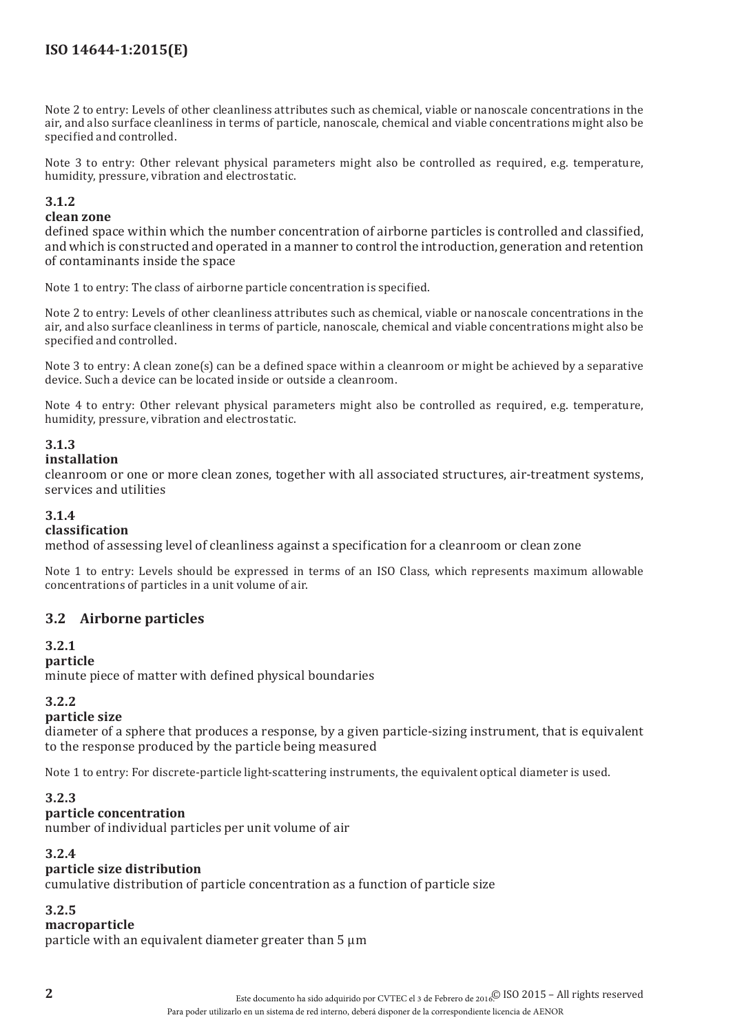Note 2 to entry: Levels of other cleanliness attributes such as chemical, viable or nanoscale concentrations in the air, and also surface cleanliness in terms of particle, nanoscale, chemical and viable concentrations might also be specified and controlled.

Note 3 to entry: Other relevant physical parameters might also be controlled as required, e.g. temperature, humidity, pressure, vibration and electrostatic.

**3.1.2**
**clean zone**
defined space within which the number concentration of airborne particles is controlled and classified, and which is constructed and operated in a manner to control the introduction, generation and retention of contaminants inside the space

Note 1 to entry: The class of airborne particle concentration is specified.

Note 2 to entry: Levels of other cleanliness attributes such as chemical, viable or nanoscale concentrations in the air, and also surface cleanliness in terms of particle, nanoscale, chemical and viable concentrations might also be specified and controlled.

Note 3 to entry: A clean zone(s) can be a defined space within a cleanroom or might be achieved by a separative device. Such a device can be located inside or outside a cleanroom.

Note 4 to entry: Other relevant physical parameters might also be controlled as required, e.g. temperature, humidity, pressure, vibration and electrostatic.

**3.1.3**
**installation**
cleanroom or one or more clean zones, together with all associated structures, air-treatment systems, services and utilities

**3.1.4**
**classification**
method of assessing level of cleanliness against a specification for a cleanroom or clean zone

Note 1 to entry: Levels should be expressed in terms of an ISO Class, which represents maximum allowable concentrations of particles in a unit volume of air.

## 3.2 Airborne particles

**3.2.1**
**particle**
minute piece of matter with defined physical boundaries

**3.2.2**
**particle size**
diameter of a sphere that produces a response, by a given particle-sizing instrument, that is equivalent to the response produced by the particle being measured

Note 1 to entry: For discrete-particle light-scattering instruments, the equivalent optical diameter is used.

**3.2.3**
**particle concentration**
number of individual particles per unit volume of air

**3.2.4**
**particle size distribution**
cumulative distribution of particle concentration as a function of particle size

**3.2.5**
**macroparticle**
particle with an equivalent diameter greater than 5 µm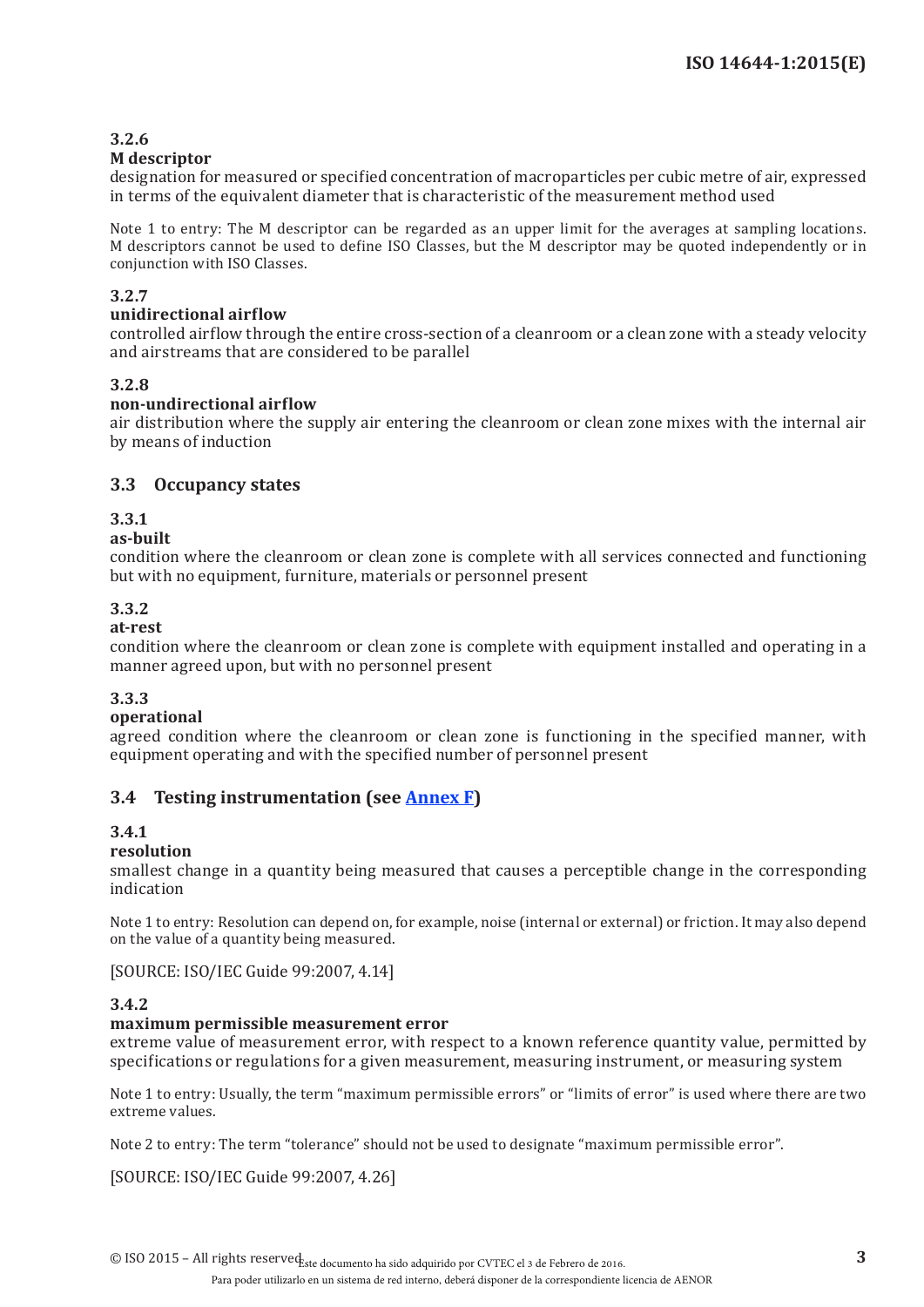**3.2.6**
**M descriptor**
designation for measured or specified concentration of macroparticles per cubic metre of air, expressed in terms of the equivalent diameter that is characteristic of the measurement method used

Note 1 to entry: The M descriptor can be regarded as an upper limit for the averages at sampling locations. M descriptors cannot be used to define ISO Classes, but the M descriptor may be quoted independently or in conjunction with ISO Classes.

**3.2.7**
**unidirectional airflow**
controlled airflow through the entire cross-section of a cleanroom or a clean zone with a steady velocity and airstreams that are considered to be parallel

**3.2.8**
**non-undirectional airflow**
air distribution where the supply air entering the cleanroom or clean zone mixes with the internal air by means of induction

## 3.3 Occupancy states

**3.3.1**
**as-built**
condition where the cleanroom or clean zone is complete with all services connected and functioning but with no equipment, furniture, materials or personnel present

**3.3.2**
**at-rest**
condition where the cleanroom or clean zone is complete with equipment installed and operating in a manner agreed upon, but with no personnel present

**3.3.3**
**operational**
agreed condition where the cleanroom or clean zone is functioning in the specified manner, with equipment operating and with the specified number of personnel present

## 3.4 Testing instrumentation (see Annex F)

**3.4.1**
**resolution**
smallest change in a quantity being measured that causes a perceptible change in the corresponding indication

Note 1 to entry: Resolution can depend on, for example, noise (internal or external) or friction. It may also depend on the value of a quantity being measured.

[SOURCE: ISO/IEC Guide 99:2007, 4.14]

**3.4.2**
**maximum permissible measurement error**
extreme value of measurement error, with respect to a known reference quantity value, permitted by specifications or regulations for a given measurement, measuring instrument, or measuring system

Note 1 to entry: Usually, the term "maximum permissible errors" or "limits of error" is used where there are two extreme values.

Note 2 to entry: The term "tolerance" should not be used to designate "maximum permissible error".

[SOURCE: ISO/IEC Guide 99:2007, 4.26]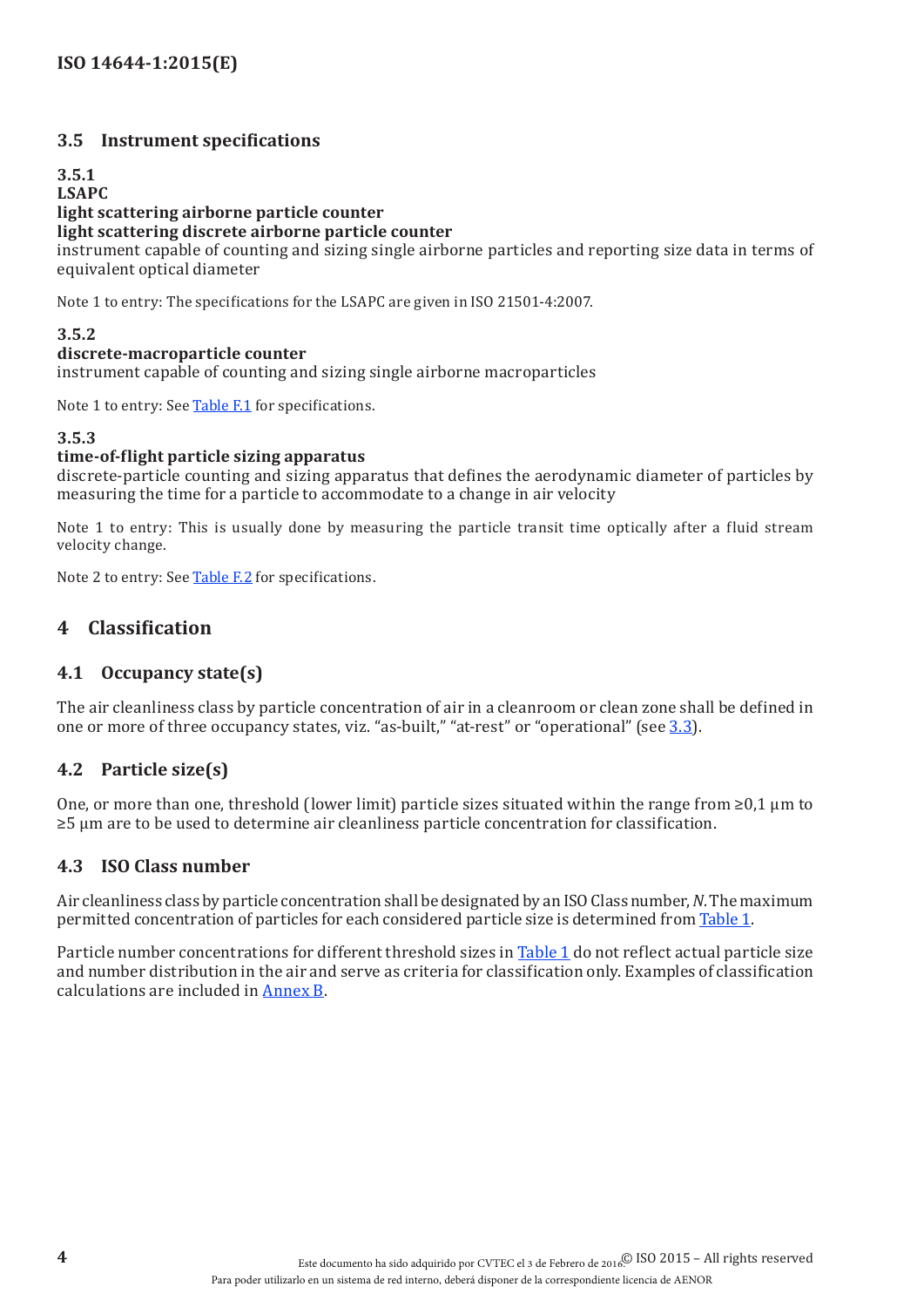### 3.5 Instrument specifications

**3.5.1**
**LSAPC**
**light scattering airborne particle counter**
**light scattering discrete airborne particle counter**
instrument capable of counting and sizing single airborne particles and reporting size data in terms of equivalent optical diameter

Note 1 to entry: The specifications for the LSAPC are given in ISO 21501-4:2007.

**3.5.2**
**discrete-macroparticle counter**
instrument capable of counting and sizing single airborne macroparticles

Note 1 to entry: See Table F.1 for specifications.

**3.5.3**
**time-of-flight particle sizing apparatus**
discrete-particle counting and sizing apparatus that defines the aerodynamic diameter of particles by measuring the time for a particle to accommodate to a change in air velocity

Note 1 to entry: This is usually done by measuring the particle transit time optically after a fluid stream velocity change.

Note 2 to entry: See Table F.2 for specifications.

## 4 Classification

### 4.1 Occupancy state(s)

The air cleanliness class by particle concentration of air in a cleanroom or clean zone shall be defined in one or more of three occupancy states, viz. “as-built,” “at-rest” or “operational” (see 3.3).

### 4.2 Particle size(s)

One, or more than one, threshold (lower limit) particle sizes situated within the range from ≥0,1 µm to ≥5 µm are to be used to determine air cleanliness particle concentration for classification.

### 4.3 ISO Class number

Air cleanliness class by particle concentration shall be designated by an ISO Class number, *N*. The maximum permitted concentration of particles for each considered particle size is determined from Table 1.

Particle number concentrations for different threshold sizes in Table 1 do not reflect actual particle size and number distribution in the air and serve as criteria for classification only. Examples of classification calculations are included in Annex B.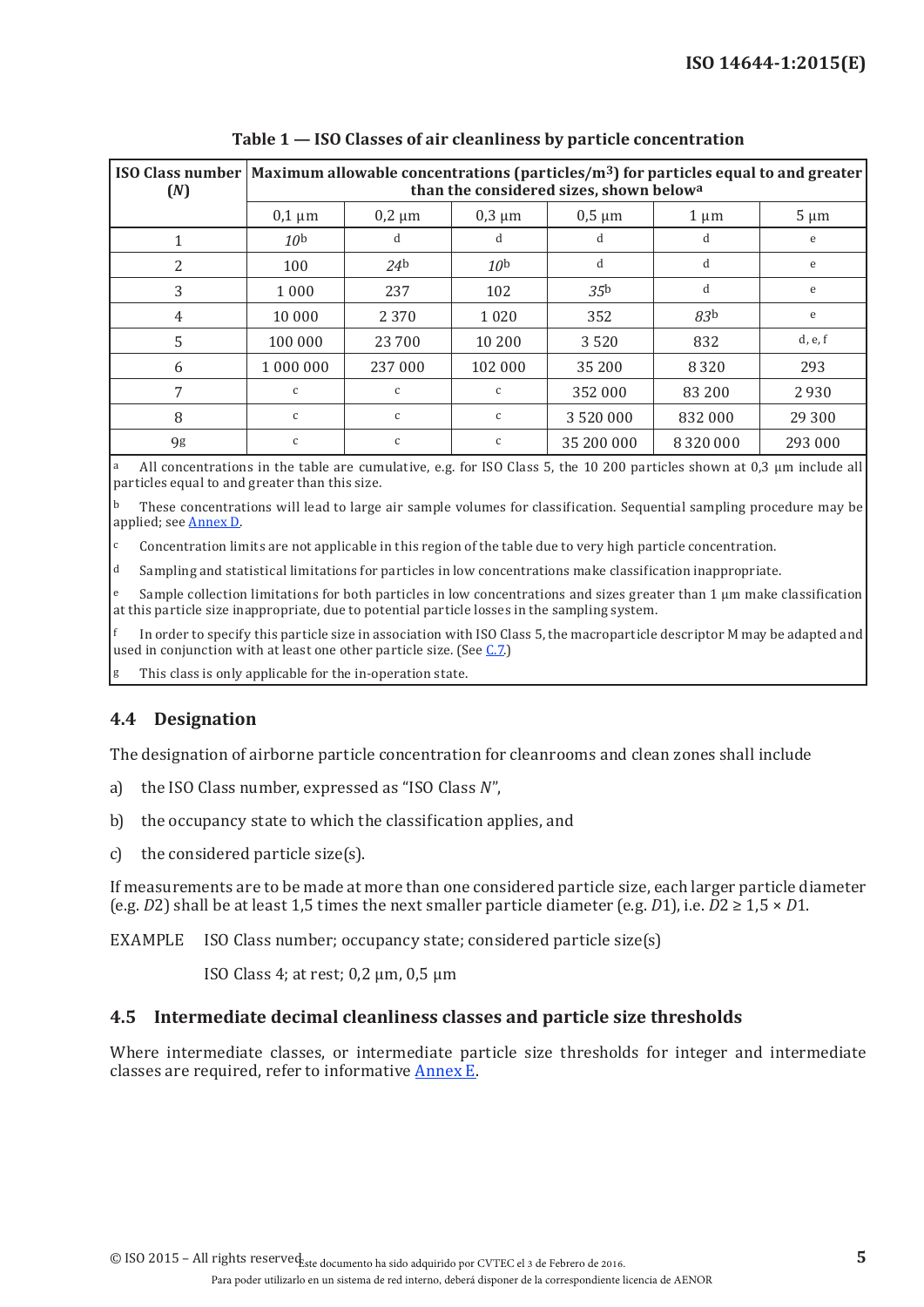**Table 1 — ISO Classes of air cleanliness by particle concentration**

| ISO Class number (*N*) | Maximum allowable concentrations (particles/m³) for particles equal to and greater than the considered sizes, shown below[a] | | | | | |
|---|---|---|---|---|---|---|
| | 0,1 µm | 0,2 µm | 0,3 µm | 0,5 µm | 1 µm | 5 µm |
| 1 | *10*[b] | [d] | [d] | [d] | [d] | [e] |
| 2 | 100 | *24*[b] | *10*[b] | [d] | [d] | [e] |
| 3 | 1 000 | 237 | 102 | *35*[b] | [d] | [e] |
| 4 | 10 000 | 2 370 | 1 020 | 352 | *83*[b] | [e] |
| 5 | 100 000 | 23 700 | 10 200 | 3 520 | 832 | [d, e, f] |
| 6 | 1 000 000 | 237 000 | 102 000 | 35 200 | 8 320 | 293 |
| 7 | [c] | [c] | [c] | 352 000 | 83 200 | 2 930 |
| 8 | [c] | [c] | [c] | 3 520 000 | 832 000 | 29 300 |
| 9[g] | [c] | [c] | [c] | 35 200 000 | 8 320 000 | 293 000 |

[a] All concentrations in the table are cumulative, e.g. for ISO Class 5, the 10 200 particles shown at 0,3 µm include all particles equal to and greater than this size.

[b] These concentrations will lead to large air sample volumes for classification. Sequential sampling procedure may be applied; see Annex D.

[c] Concentration limits are not applicable in this region of the table due to very high particle concentration.

[d] Sampling and statistical limitations for particles in low concentrations make classification inappropriate.

[e] Sample collection limitations for both particles in low concentrations and sizes greater than 1 µm make classification at this particle size inappropriate, due to potential particle losses in the sampling system.

[f] In order to specify this particle size in association with ISO Class 5, the macroparticle descriptor M may be adapted and used in conjunction with at least one other particle size. (See C.7.)

[g] This class is only applicable for the in-operation state.

## 4.4 Designation

The designation of airborne particle concentration for cleanrooms and clean zones shall include

a) the ISO Class number, expressed as “ISO Class *N*”,

b) the occupancy state to which the classification applies, and

c) the considered particle size(s).

If measurements are to be made at more than one considered particle size, each larger particle diameter (e.g. $D2$) shall be at least 1,5 times the next smaller particle diameter (e.g. $D1$), i.e. $D2 \geq 1{,}5 \times D1$.

EXAMPLE ISO Class number; occupancy state; considered particle size(s)

ISO Class 4; at rest; 0,2 µm, 0,5 µm

## 4.5 Intermediate decimal cleanliness classes and particle size thresholds

Where intermediate classes, or intermediate particle size thresholds for integer and intermediate classes are required, refer to informative Annex E.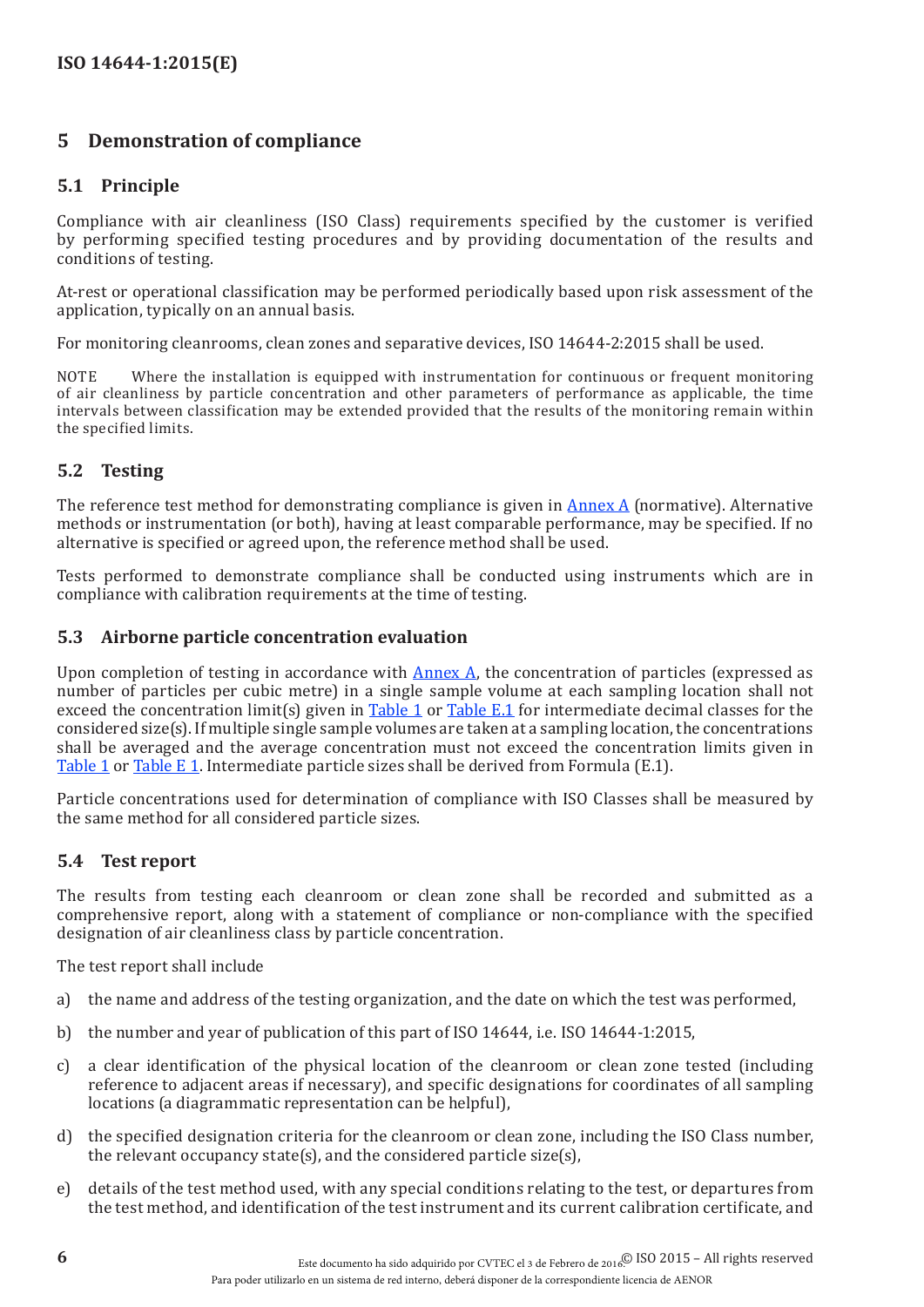## 5 Demonstration of compliance

### 5.1 Principle

Compliance with air cleanliness (ISO Class) requirements specified by the customer is verified by performing specified testing procedures and by providing documentation of the results and conditions of testing.

At-rest or operational classification may be performed periodically based upon risk assessment of the application, typically on an annual basis.

For monitoring cleanrooms, clean zones and separative devices, ISO 14644-2:2015 shall be used.

NOTE Where the installation is equipped with instrumentation for continuous or frequent monitoring of air cleanliness by particle concentration and other parameters of performance as applicable, the time intervals between classification may be extended provided that the results of the monitoring remain within the specified limits.

### 5.2 Testing

The reference test method for demonstrating compliance is given in Annex A (normative). Alternative methods or instrumentation (or both), having at least comparable performance, may be specified. If no alternative is specified or agreed upon, the reference method shall be used.

Tests performed to demonstrate compliance shall be conducted using instruments which are in compliance with calibration requirements at the time of testing.

### 5.3 Airborne particle concentration evaluation

Upon completion of testing in accordance with Annex A, the concentration of particles (expressed as number of particles per cubic metre) in a single sample volume at each sampling location shall not exceed the concentration limit(s) given in Table 1 or Table E.1 for intermediate decimal classes for the considered size(s). If multiple single sample volumes are taken at a sampling location, the concentrations shall be averaged and the average concentration must not exceed the concentration limits given in Table 1 or Table E 1. Intermediate particle sizes shall be derived from Formula (E.1).

Particle concentrations used for determination of compliance with ISO Classes shall be measured by the same method for all considered particle sizes.

### 5.4 Test report

The results from testing each cleanroom or clean zone shall be recorded and submitted as a comprehensive report, along with a statement of compliance or non-compliance with the specified designation of air cleanliness class by particle concentration.

The test report shall include

a) the name and address of the testing organization, and the date on which the test was performed,

b) the number and year of publication of this part of ISO 14644, i.e. ISO 14644-1:2015,

c) a clear identification of the physical location of the cleanroom or clean zone tested (including reference to adjacent areas if necessary), and specific designations for coordinates of all sampling locations (a diagrammatic representation can be helpful),

d) the specified designation criteria for the cleanroom or clean zone, including the ISO Class number, the relevant occupancy state(s), and the considered particle size(s),

e) details of the test method used, with any special conditions relating to the test, or departures from the test method, and identification of the test instrument and its current calibration certificate, and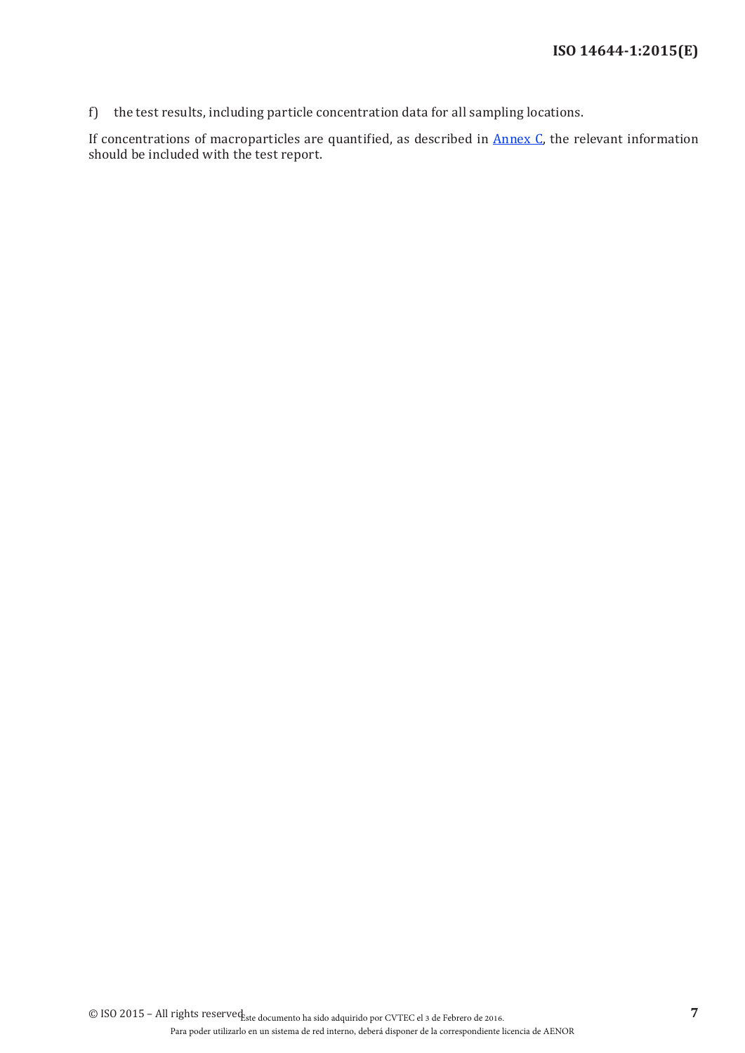f) the test results, including particle concentration data for all sampling locations.

If concentrations of macroparticles are quantified, as described in Annex C, the relevant information should be included with the test report.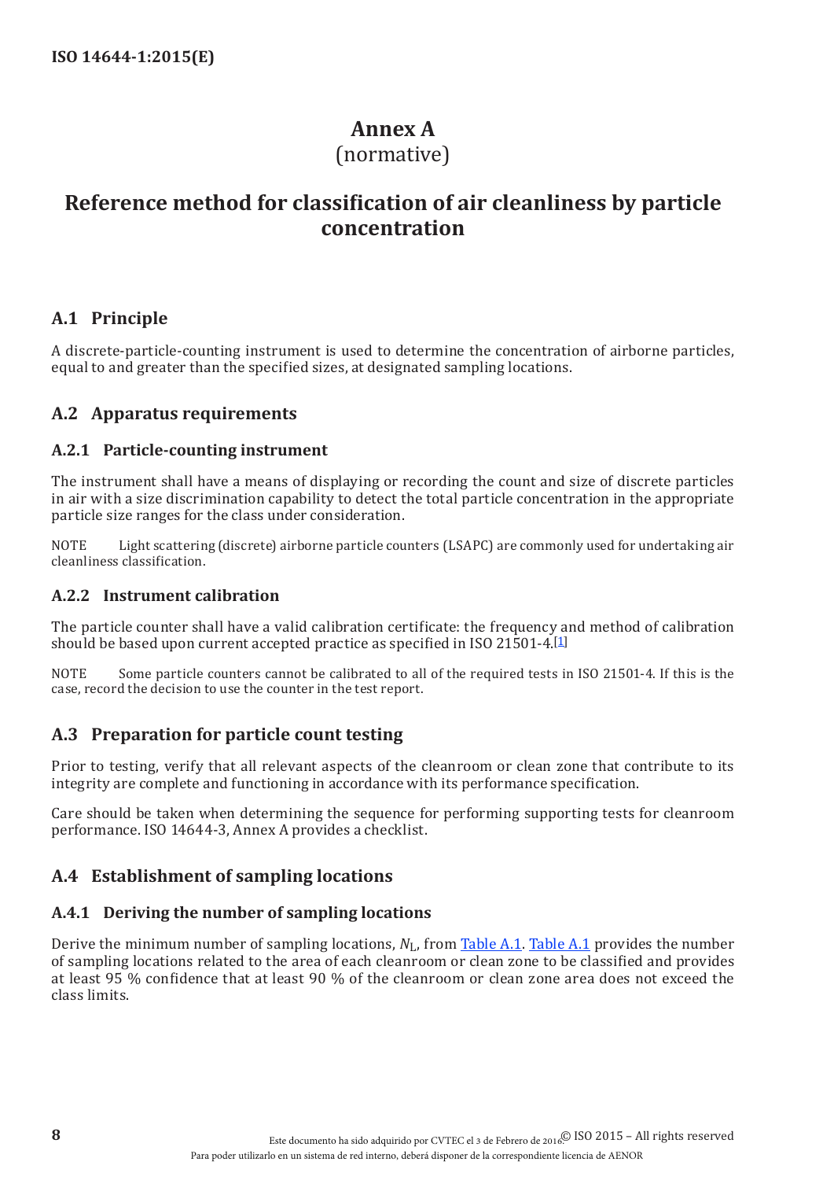# Annex A
(normative)

# Reference method for classification of air cleanliness by particle concentration

## A.1 Principle

A discrete-particle-counting instrument is used to determine the concentration of airborne particles, equal to and greater than the specified sizes, at designated sampling locations.

## A.2 Apparatus requirements

### A.2.1 Particle-counting instrument

The instrument shall have a means of displaying or recording the count and size of discrete particles in air with a size discrimination capability to detect the total particle concentration in the appropriate particle size ranges for the class under consideration.

NOTE Light scattering (discrete) airborne particle counters (LSAPC) are commonly used for undertaking air cleanliness classification.

### A.2.2 Instrument calibration

The particle counter shall have a valid calibration certificate: the frequency and method of calibration should be based upon current accepted practice as specified in ISO 21501-4.[1]

NOTE Some particle counters cannot be calibrated to all of the required tests in ISO 21501-4. If this is the case, record the decision to use the counter in the test report.

## A.3 Preparation for particle count testing

Prior to testing, verify that all relevant aspects of the cleanroom or clean zone that contribute to its integrity are complete and functioning in accordance with its performance specification.

Care should be taken when determining the sequence for performing supporting tests for cleanroom performance. ISO 14644-3, Annex A provides a checklist.

## A.4 Establishment of sampling locations

### A.4.1 Deriving the number of sampling locations

Derive the minimum number of sampling locations, $N_L$, from Table A.1. Table A.1 provides the number of sampling locations related to the area of each cleanroom or clean zone to be classified and provides at least 95 % confidence that at least 90 % of the cleanroom or clean zone area does not exceed the class limits.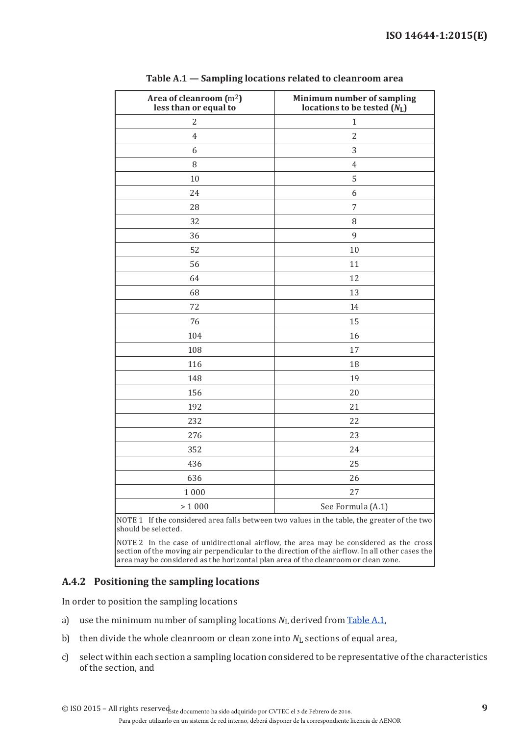**Table A.1 — Sampling locations related to cleanroom area**

| Area of cleanroom ($m^2$) less than or equal to | Minimum number of sampling locations to be tested ($N_L$) |
| --- | --- |
| 2 | 1 |
| 4 | 2 |
| 6 | 3 |
| 8 | 4 |
| 10 | 5 |
| 24 | 6 |
| 28 | 7 |
| 32 | 8 |
| 36 | 9 |
| 52 | 10 |
| 56 | 11 |
| 64 | 12 |
| 68 | 13 |
| 72 | 14 |
| 76 | 15 |
| 104 | 16 |
| 108 | 17 |
| 116 | 18 |
| 148 | 19 |
| 156 | 20 |
| 192 | 21 |
| 232 | 22 |
| 276 | 23 |
| 352 | 24 |
| 436 | 25 |
| 636 | 26 |
| 1 000 | 27 |
| > 1 000 | See Formula (A.1) |

NOTE 1 If the considered area falls between two values in the table, the greater of the two should be selected.

NOTE 2 In the case of unidirectional airflow, the area may be considered as the cross section of the moving air perpendicular to the direction of the airflow. In all other cases the area may be considered as the horizontal plan area of the cleanroom or clean zone.

### A.4.2 Positioning the sampling locations

In order to position the sampling locations

a) use the minimum number of sampling locations $N_L$ derived from Table A.1,

b) then divide the whole cleanroom or clean zone into $N_L$ sections of equal area,

c) select within each section a sampling location considered to be representative of the characteristics of the section, and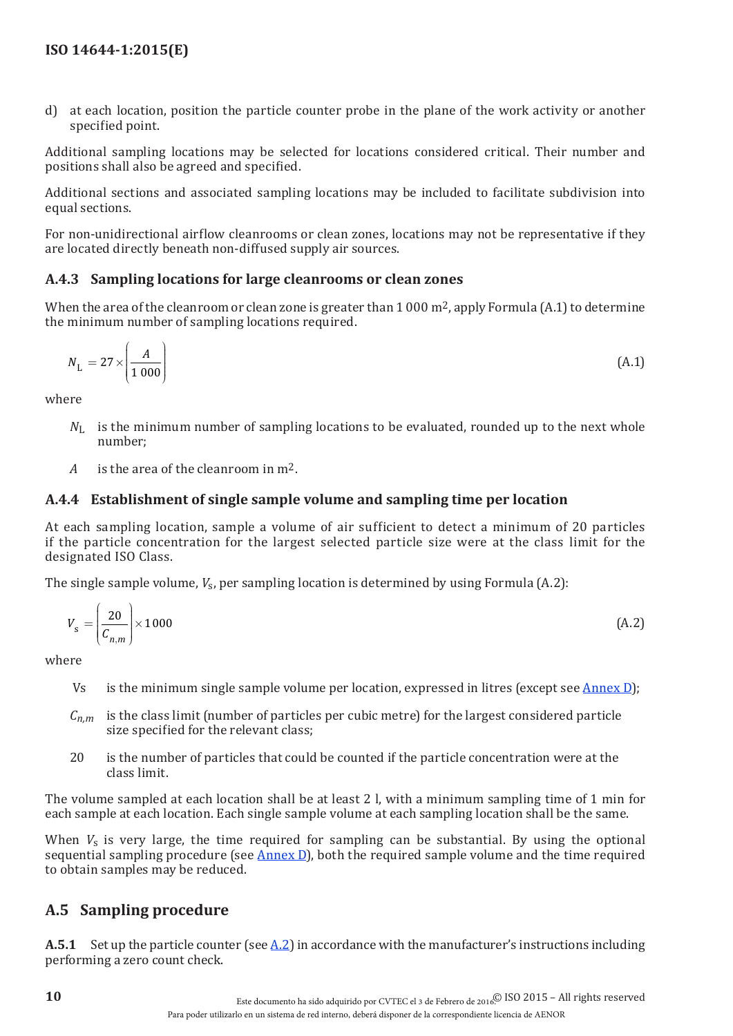d) at each location, position the particle counter probe in the plane of the work activity or another specified point.

Additional sampling locations may be selected for locations considered critical. Their number and positions shall also be agreed and specified.

Additional sections and associated sampling locations may be included to facilitate subdivision into equal sections.

For non-unidirectional airflow cleanrooms or clean zones, locations may not be representative if they are located directly beneath non-diffused supply air sources.

### A.4.3 Sampling locations for large cleanrooms or clean zones

When the area of the cleanroom or clean zone is greater than 1 000 m$^2$, apply Formula (A.1) to determine the minimum number of sampling locations required.

$$N_L = 27 \times \left( \frac{A}{1\ 000} \right) \tag{A.1}$$

where

- $N_L$ is the minimum number of sampling locations to be evaluated, rounded up to the next whole number;
- $A$ is the area of the cleanroom in m$^2$.

### A.4.4 Establishment of single sample volume and sampling time per location

At each sampling location, sample a volume of air sufficient to detect a minimum of 20 particles if the particle concentration for the largest selected particle size were at the class limit for the designated ISO Class.

The single sample volume, $V_s$, per sampling location is determined by using Formula (A.2):

$$V_s = \left( \frac{20}{C_{n,m}} \right) \times 1\,000 \tag{A.2}$$

where

- Vs is the minimum single sample volume per location, expressed in litres (except see Annex D);
- $C_{n,m}$ is the class limit (number of particles per cubic metre) for the largest considered particle size specified for the relevant class;
- 20 is the number of particles that could be counted if the particle concentration were at the class limit.

The volume sampled at each location shall be at least 2 l, with a minimum sampling time of 1 min for each sample at each location. Each single sample volume at each sampling location shall be the same.

When $V_s$ is very large, the time required for sampling can be substantial. By using the optional sequential sampling procedure (see Annex D), both the required sample volume and the time required to obtain samples may be reduced.

## A.5 Sampling procedure

**A.5.1** Set up the particle counter (see A.2) in accordance with the manufacturer's instructions including performing a zero count check.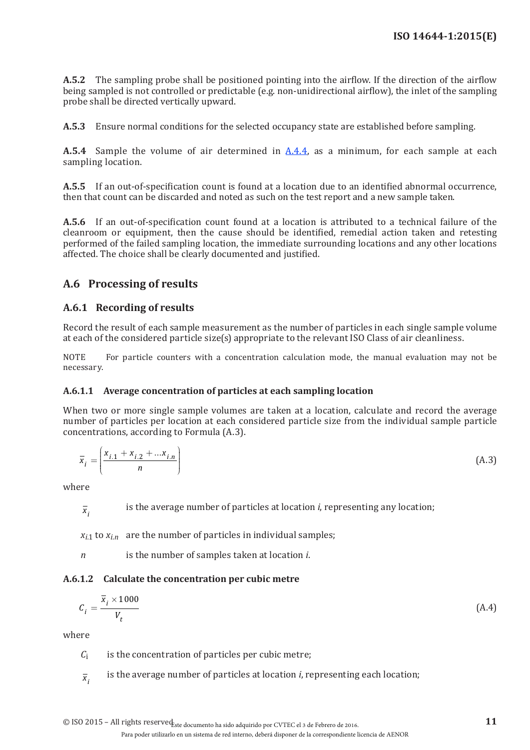**A.5.2** The sampling probe shall be positioned pointing into the airflow. If the direction of the airflow being sampled is not controlled or predictable (e.g. non-unidirectional airflow), the inlet of the sampling probe shall be directed vertically upward.

**A.5.3** Ensure normal conditions for the selected occupancy state are established before sampling.

**A.5.4** Sample the volume of air determined in A.4.4, as a minimum, for each sample at each sampling location.

**A.5.5** If an out-of-specification count is found at a location due to an identified abnormal occurrence, then that count can be discarded and noted as such on the test report and a new sample taken.

**A.5.6** If an out-of-specification count found at a location is attributed to a technical failure of the cleanroom or equipment, then the cause should be identified, remedial action taken and retesting performed of the failed sampling location, the immediate surrounding locations and any other locations affected. The choice shall be clearly documented and justified.

## A.6 Processing of results

### A.6.1 Recording of results

Record the result of each sample measurement as the number of particles in each single sample volume at each of the considered particle size(s) appropriate to the relevant ISO Class of air cleanliness.

NOTE For particle counters with a concentration calculation mode, the manual evaluation may not be necessary.

#### A.6.1.1 Average concentration of particles at each sampling location

When two or more single sample volumes are taken at a location, calculate and record the average number of particles per location at each considered particle size from the individual sample particle concentrations, according to Formula (A.3).

$$\bar{x}_i = \left( \frac{x_{i.1} + x_{i.2} + \ldots x_{i.n}}{n} \right) \tag{A.3}$$

where

$\bar{x}_i$ is the average number of particles at location *i*, representing any location;

$x_{i.1}$ to $x_{i.n}$ are the number of particles in individual samples;

$n$ is the number of samples taken at location *i*.

#### A.6.1.2 Calculate the concentration per cubic metre

$$C_i = \frac{\bar{x}_i \times 1\,000}{V_t} \tag{A.4}$$

where

$C_i$ is the concentration of particles per cubic metre;

$\bar{x}_i$ is the average number of particles at location *i*, representing each location;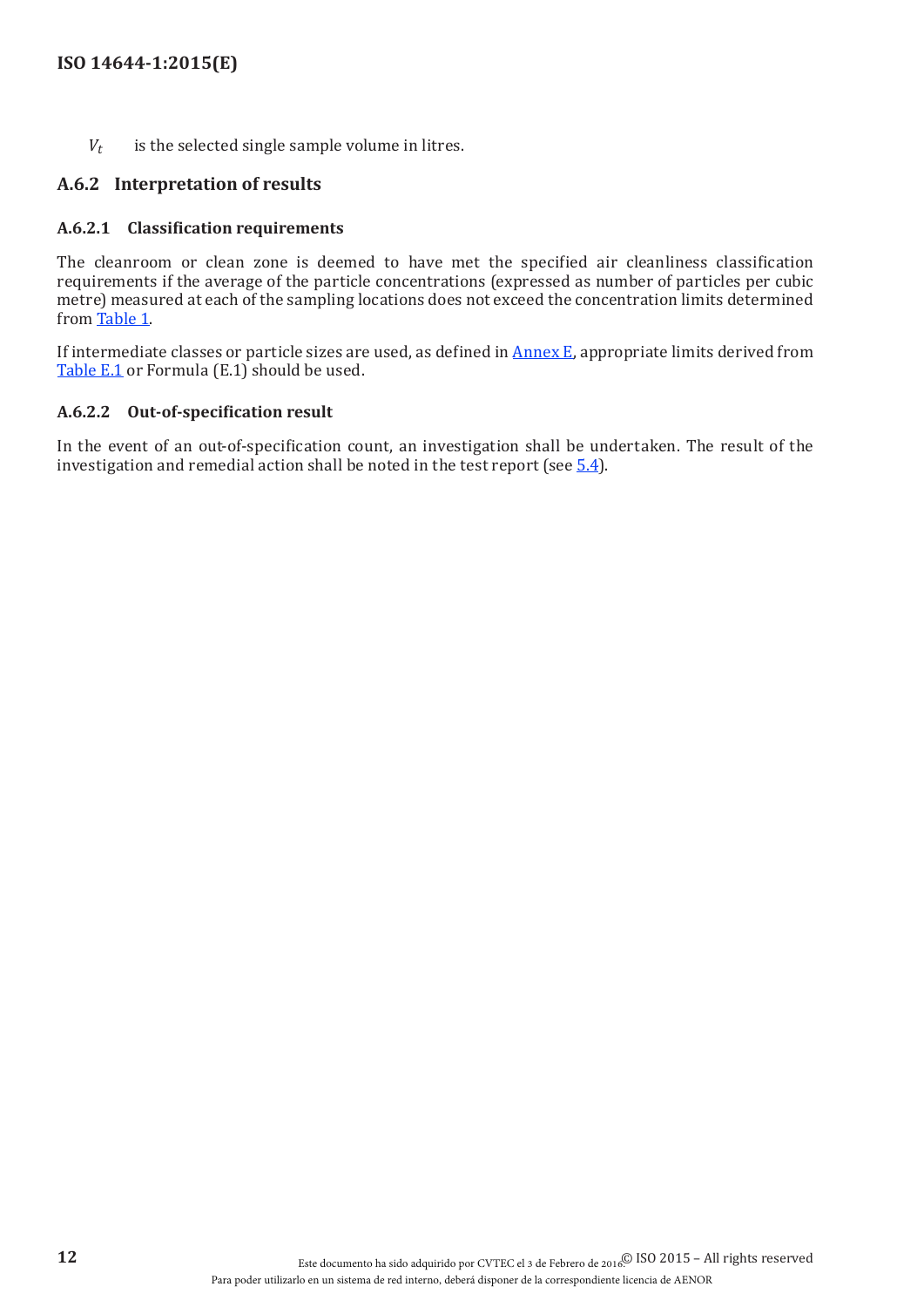$V_t$ is the selected single sample volume in litres.

### A.6.2 Interpretation of results

#### A.6.2.1 Classification requirements

The cleanroom or clean zone is deemed to have met the specified air cleanliness classification requirements if the average of the particle concentrations (expressed as number of particles per cubic metre) measured at each of the sampling locations does not exceed the concentration limits determined from Table 1.

If intermediate classes or particle sizes are used, as defined in Annex E, appropriate limits derived from Table E.1 or Formula (E.1) should be used.

#### A.6.2.2 Out-of-specification result

In the event of an out-of-specification count, an investigation shall be undertaken. The result of the investigation and remedial action shall be noted in the test report (see 5.4).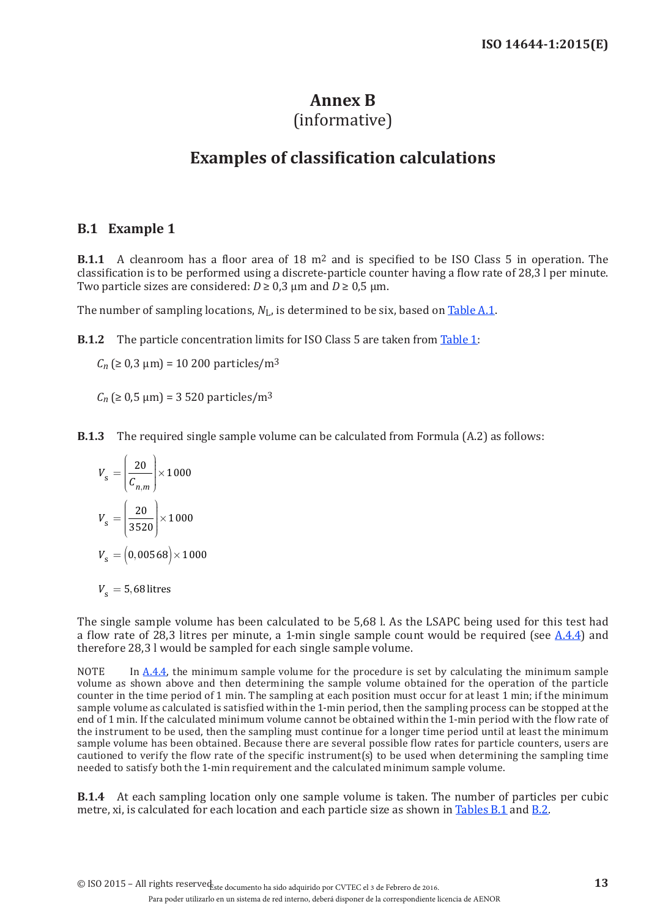# Annex B
(informative)

# Examples of classification calculations

## B.1 Example 1

**B.1.1** A cleanroom has a floor area of 18 m2 and is specified to be ISO Class 5 in operation. The classification is to be performed using a discrete-particle counter having a flow rate of 28,3 l per minute. Two particle sizes are considered: $D \geq 0,3$ µm and $D \geq 0,5$ µm.

The number of sampling locations, $N_L$, is determined to be six, based on Table A.1.

**B.1.2** The particle concentration limits for ISO Class 5 are taken from Table 1:

$C_n$ (≥ 0,3 µm) = 10 200 particles/m3

$C_n$ (≥ 0,5 µm) = 3 520 particles/m3

**B.1.3** The required single sample volume can be calculated from Formula (A.2) as follows:

$$V_s = \left(\frac{20}{C_{n,m}}\right) \times 1\,000$$

$$V_s = \left(\frac{20}{3520}\right) \times 1\,000$$

$$V_s = (0,005\,68) \times 1\,000$$

$$V_s = 5,68 \text{ litres}$$

The single sample volume has been calculated to be 5,68 l. As the LSAPC being used for this test had a flow rate of 28,3 litres per minute, a 1-min single sample count would be required (see A.4.4) and therefore 28,3 l would be sampled for each single sample volume.

NOTE In A.4.4, the minimum sample volume for the procedure is set by calculating the minimum sample volume as shown above and then determining the sample volume obtained for the operation of the particle counter in the time period of 1 min. The sampling at each position must occur for at least 1 min; if the minimum sample volume as calculated is satisfied within the 1-min period, then the sampling process can be stopped at the end of 1 min. If the calculated minimum volume cannot be obtained within the 1-min period with the flow rate of the instrument to be used, then the sampling must continue for a longer time period until at least the minimum sample volume has been obtained. Because there are several possible flow rates for particle counters, users are cautioned to verify the flow rate of the specific instrument(s) to be used when determining the sampling time needed to satisfy both the 1-min requirement and the calculated minimum sample volume.

**B.1.4** At each sampling location only one sample volume is taken. The number of particles per cubic metre, xi, is calculated for each location and each particle size as shown in Tables B.1 and B.2.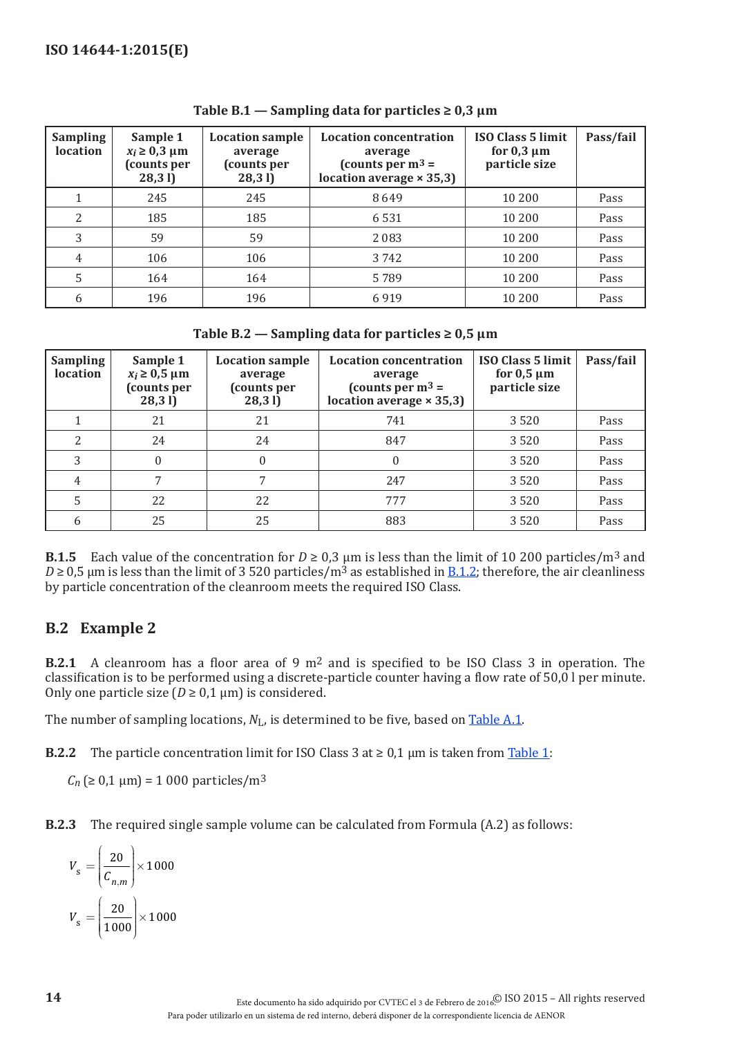**Table B.1 — Sampling data for particles ≥ 0,3 µm**

| Sampling location | Sample 1 $x_i$ ≥ 0,3 µm (counts per 28,3 l) | Location sample average (counts per 28,3 l) | Location concentration average (counts per m³ = location average × 35,3) | ISO Class 5 limit for 0,3 µm particle size | Pass/fail |
|---|---|---|---|---|---|
| 1 | 245 | 245 | 8 649 | 10 200 | Pass |
| 2 | 185 | 185 | 6 531 | 10 200 | Pass |
| 3 | 59 | 59 | 2 083 | 10 200 | Pass |
| 4 | 106 | 106 | 3 742 | 10 200 | Pass |
| 5 | 164 | 164 | 5 789 | 10 200 | Pass |
| 6 | 196 | 196 | 6 919 | 10 200 | Pass |

**Table B.2 — Sampling data for particles ≥ 0,5 µm**

| Sampling location | Sample 1 $x_i$ ≥ 0,5 µm (counts per 28,3 l) | Location sample average (counts per 28,3 l) | Location concentration average (counts per m³ = location average × 35,3) | ISO Class 5 limit for 0,5 µm particle size | Pass/fail |
|---|---|---|---|---|---|
| 1 | 21 | 21 | 741 | 3 520 | Pass |
| 2 | 24 | 24 | 847 | 3 520 | Pass |
| 3 | 0 | 0 | 0 | 3 520 | Pass |
| 4 | 7 | 7 | 247 | 3 520 | Pass |
| 5 | 22 | 22 | 777 | 3 520 | Pass |
| 6 | 25 | 25 | 883 | 3 520 | Pass |

**B.1.5** Each value of the concentration for $D$ ≥ 0,3 µm is less than the limit of 10 200 particles/m³ and $D$ ≥ 0,5 µm is less than the limit of 3 520 particles/m³ as established in B.1.2; therefore, the air cleanliness by particle concentration of the cleanroom meets the required ISO Class.

## B.2 Example 2

**B.2.1** A cleanroom has a floor area of 9 m² and is specified to be ISO Class 3 in operation. The classification is to be performed using a discrete-particle counter having a flow rate of 50,0 l per minute. Only one particle size ($D$ ≥ 0,1 µm) is considered.

The number of sampling locations, $N_L$, is determined to be five, based on Table A.1.

**B.2.2** The particle concentration limit for ISO Class 3 at ≥ 0,1 µm is taken from Table 1:

$C_n$ (≥ 0,1 µm) = 1 000 particles/m³

**B.2.3** The required single sample volume can be calculated from Formula (A.2) as follows:

$$V_s = \left(\frac{20}{C_{n,m}}\right) \times 1000$$

$$V_s = \left(\frac{20}{1000}\right) \times 1000$$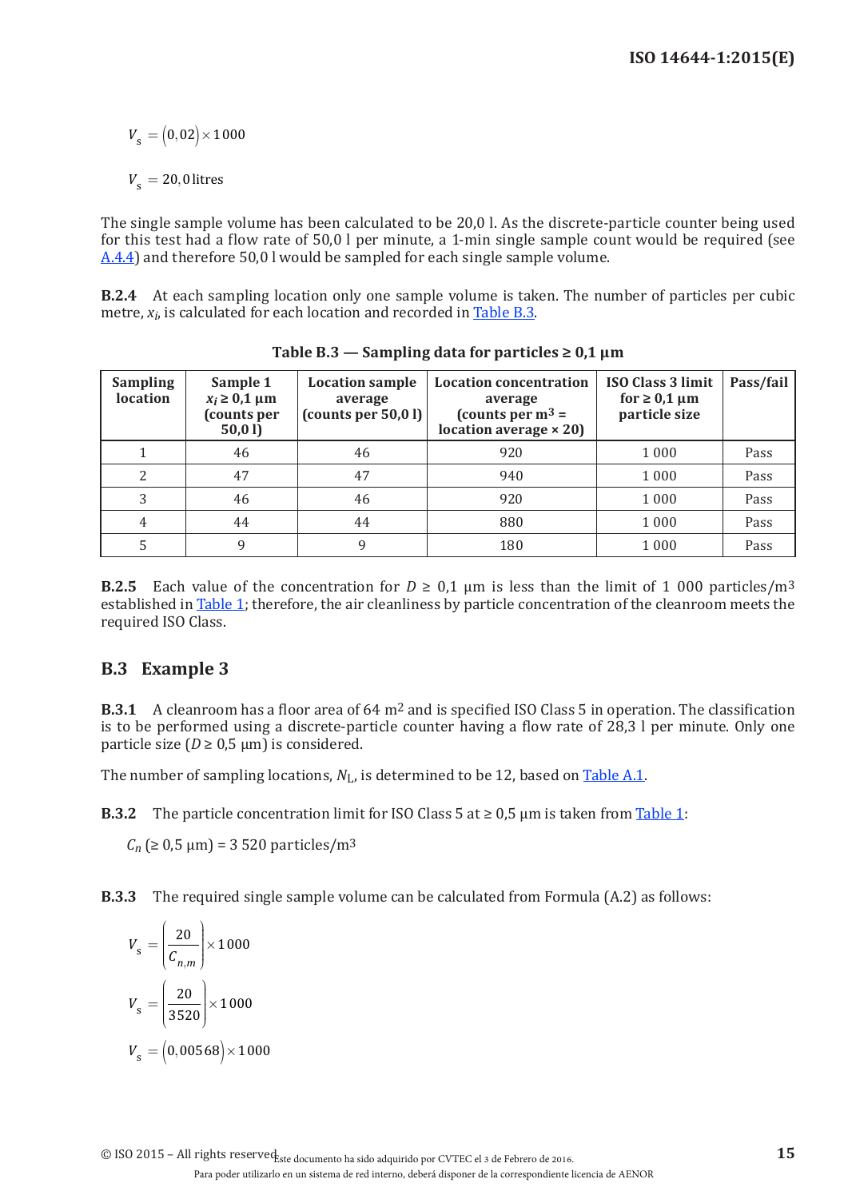$$V_s = (0{,}02) \times 1\,000$$

$$V_s = 20{,}0 \text{ litres}$$

The single sample volume has been calculated to be 20,0 l. As the discrete-particle counter being used for this test had a flow rate of 50,0 l per minute, a 1-min single sample count would be required (see A.4.4) and therefore 50,0 l would be sampled for each single sample volume.

**B.2.4** At each sampling location only one sample volume is taken. The number of particles per cubic metre, $x_i$, is calculated for each location and recorded in Table B.3.

**Table B.3 — Sampling data for particles ≥ 0,1 µm**

| Sampling location | Sample 1 $x_i$ ≥ 0,1 µm (counts per 50,0 l) | Location sample average (counts per 50,0 l) | Location concentration average (counts per m$^3$ = location average × 20) | ISO Class 3 limit for ≥ 0,1 µm particle size | Pass/fail |
|---|---|---|---|---|---|
| 1 | 46 | 46 | 920 | 1 000 | Pass |
| 2 | 47 | 47 | 940 | 1 000 | Pass |
| 3 | 46 | 46 | 920 | 1 000 | Pass |
| 4 | 44 | 44 | 880 | 1 000 | Pass |
| 5 | 9 | 9 | 180 | 1 000 | Pass |

**B.2.5** Each value of the concentration for $D$ ≥ 0,1 µm is less than the limit of 1 000 particles/m$^3$ established in Table 1; therefore, the air cleanliness by particle concentration of the cleanroom meets the required ISO Class.

## B.3 Example 3

**B.3.1** A cleanroom has a floor area of 64 m$^2$ and is specified ISO Class 5 in operation. The classification is to be performed using a discrete-particle counter having a flow rate of 28,3 l per minute. Only one particle size ($D$ ≥ 0,5 µm) is considered.

The number of sampling locations, $N_L$, is determined to be 12, based on Table A.1.

**B.3.2** The particle concentration limit for ISO Class 5 at ≥ 0,5 µm is taken from Table 1:

$C_n$ (≥ 0,5 µm) = 3 520 particles/m$^3$

**B.3.3** The required single sample volume can be calculated from Formula (A.2) as follows:

$$V_s = \left(\frac{20}{C_{n,m}}\right) \times 1\,000$$

$$V_s = \left(\frac{20}{3520}\right) \times 1\,000$$

$$V_s = (0{,}00568) \times 1\,000$$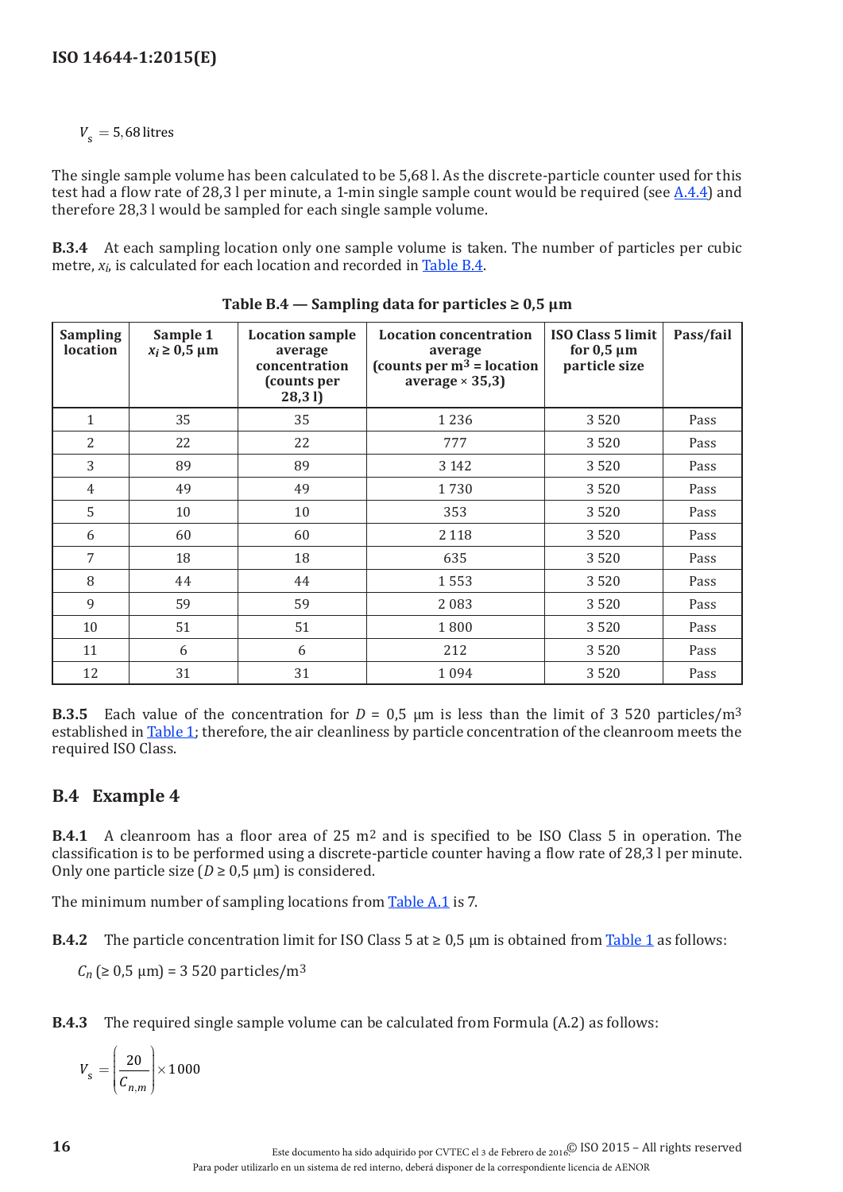$$V_s = 5{,}68\,\text{litres}$$

The single sample volume has been calculated to be 5,68 l. As the discrete-particle counter used for this test had a flow rate of 28,3 l per minute, a 1-min single sample count would be required (see A.4.4) and therefore 28,3 l would be sampled for each single sample volume.

**B.3.4** At each sampling location only one sample volume is taken. The number of particles per cubic metre, $x_i$, is calculated for each location and recorded in Table B.4.

**Table B.4 — Sampling data for particles ≥ 0,5 µm**

| Sampling location | Sample 1 $x_i$ ≥ 0,5 µm | Location sample average concentration (counts per 28,3 l) | Location concentration average (counts per m³ = location average × 35,3) | ISO Class 5 limit for 0,5 µm particle size | Pass/fail |
|---|---|---|---|---|---|
| 1 | 35 | 35 | 1 236 | 3 520 | Pass |
| 2 | 22 | 22 | 777 | 3 520 | Pass |
| 3 | 89 | 89 | 3 142 | 3 520 | Pass |
| 4 | 49 | 49 | 1 730 | 3 520 | Pass |
| 5 | 10 | 10 | 353 | 3 520 | Pass |
| 6 | 60 | 60 | 2 118 | 3 520 | Pass |
| 7 | 18 | 18 | 635 | 3 520 | Pass |
| 8 | 44 | 44 | 1 553 | 3 520 | Pass |
| 9 | 59 | 59 | 2 083 | 3 520 | Pass |
| 10 | 51 | 51 | 1 800 | 3 520 | Pass |
| 11 | 6 | 6 | 212 | 3 520 | Pass |
| 12 | 31 | 31 | 1 094 | 3 520 | Pass |

**B.3.5** Each value of the concentration for $D$ = 0,5 µm is less than the limit of 3 520 particles/m³ established in Table 1; therefore, the air cleanliness by particle concentration of the cleanroom meets the required ISO Class.

## B.4 Example 4

**B.4.1** A cleanroom has a floor area of 25 m² and is specified to be ISO Class 5 in operation. The classification is to be performed using a discrete-particle counter having a flow rate of 28,3 l per minute. Only one particle size ($D$ ≥ 0,5 µm) is considered.

The minimum number of sampling locations from Table A.1 is 7.

**B.4.2** The particle concentration limit for ISO Class 5 at ≥ 0,5 µm is obtained from Table 1 as follows:

$C_n$ (≥ 0,5 µm) = 3 520 particles/m³

**B.4.3** The required single sample volume can be calculated from Formula (A.2) as follows:

$$V_s = \left(\frac{20}{C_{n,m}}\right) \times 1\,000$$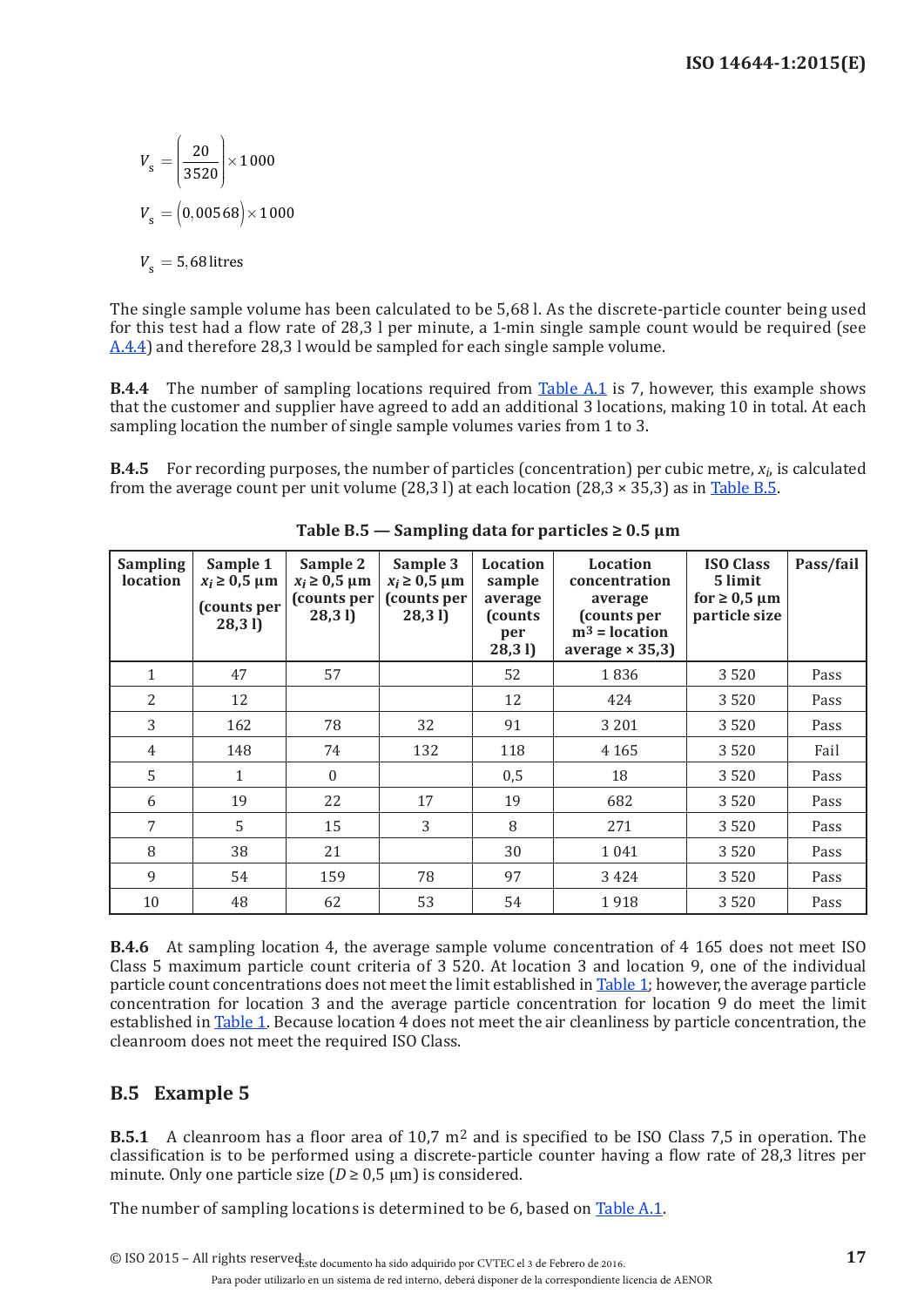$$V_s = \left(\frac{20}{3520}\right) \times 1\,000$$

$$V_s = \left(0{,}005\,68\right) \times 1\,000$$

$$V_s = 5{,}68\,\text{litres}$$

The single sample volume has been calculated to be 5,68 l. As the discrete-particle counter being used for this test had a flow rate of 28,3 l per minute, a 1-min single sample count would be required (see A.4.4) and therefore 28,3 l would be sampled for each single sample volume.

**B.4.4** The number of sampling locations required from Table A.1 is 7, however, this example shows that the customer and supplier have agreed to add an additional 3 locations, making 10 in total. At each sampling location the number of single sample volumes varies from 1 to 3.

**B.4.5** For recording purposes, the number of particles (concentration) per cubic metre, $x_i$, is calculated from the average count per unit volume (28,3 l) at each location (28,3 × 35,3) as in Table B.5.

**Table B.5 — Sampling data for particles ≥ 0.5 µm**

| Sampling location | Sample 1 $x_i \geq 0{,}5$ µm (counts per 28,3 l) | Sample 2 $x_i \geq 0{,}5$ µm (counts per 28,3 l) | Sample 3 $x_i \geq 0{,}5$ µm (counts per 28,3 l) | Location sample average (counts per 28,3 l) | Location concentration average (counts per m³ = location average × 35,3) | ISO Class 5 limit for ≥ 0,5 µm particle size | Pass/fail |
|---|---|---|---|---|---|---|---|
| 1 | 47 | 57 | | 52 | 1 836 | 3 520 | Pass |
| 2 | 12 | | | 12 | 424 | 3 520 | Pass |
| 3 | 162 | 78 | 32 | 91 | 3 201 | 3 520 | Pass |
| 4 | 148 | 74 | 132 | 118 | 4 165 | 3 520 | Fail |
| 5 | 1 | 0 | | 0,5 | 18 | 3 520 | Pass |
| 6 | 19 | 22 | 17 | 19 | 682 | 3 520 | Pass |
| 7 | 5 | 15 | 3 | 8 | 271 | 3 520 | Pass |
| 8 | 38 | 21 | | 30 | 1 041 | 3 520 | Pass |
| 9 | 54 | 159 | 78 | 97 | 3 424 | 3 520 | Pass |
| 10 | 48 | 62 | 53 | 54 | 1 918 | 3 520 | Pass |

**B.4.6** At sampling location 4, the average sample volume concentration of 4 165 does not meet ISO Class 5 maximum particle count criteria of 3 520. At location 3 and location 9, one of the individual particle count concentrations does not meet the limit established in Table 1; however, the average particle concentration for location 3 and the average particle concentration for location 9 do meet the limit established in Table 1. Because location 4 does not meet the air cleanliness by particle concentration, the cleanroom does not meet the required ISO Class.

## B.5 Example 5

**B.5.1** A cleanroom has a floor area of 10,7 m² and is specified to be ISO Class 7,5 in operation. The classification is to be performed using a discrete-particle counter having a flow rate of 28,3 litres per minute. Only one particle size ($D \geq 0{,}5$ µm) is considered.

The number of sampling locations is determined to be 6, based on Table A.1.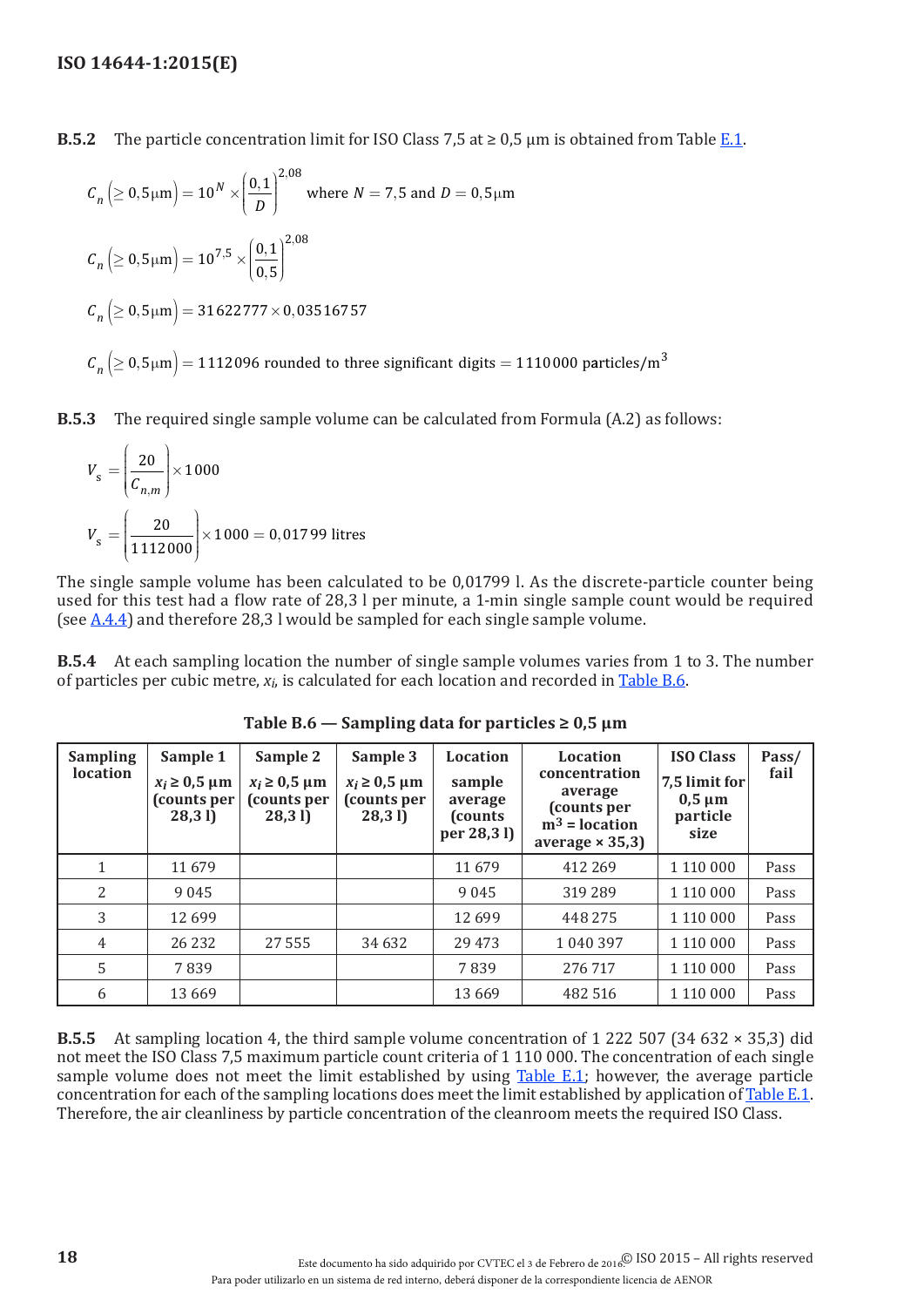**B.5.2** The particle concentration limit for ISO Class 7,5 at ≥ 0,5 µm is obtained from Table E.1.

$$C_n\left(\geq 0{,}5\,\mu\text{m}\right) = 10^N \times \left(\frac{0{,}1}{D}\right)^{2{,}08} \quad \text{where } N = 7{,}5 \text{ and } D = 0{,}5\,\mu\text{m}$$

$$C_n\left(\geq 0{,}5\,\mu\text{m}\right) = 10^{7{,}5} \times \left(\frac{0{,}1}{0{,}5}\right)^{2{,}08}$$

$$C_n\left(\geq 0{,}5\,\mu\text{m}\right) = 31\,622\,777 \times 0{,}035\,167\,57$$

$$C_n\left(\geq 0{,}5\,\mu\text{m}\right) = 1\,112\,096 \text{ rounded to three significant digits} = 1\,110\,000 \text{ particles/m}^3$$

**B.5.3** The required single sample volume can be calculated from Formula (A.2) as follows:

$$V_s = \left(\frac{20}{C_{n,m}}\right) \times 1\,000$$

$$V_s = \left(\frac{20}{1\,112\,000}\right) \times 1\,000 = 0{,}017\,99 \text{ litres}$$

The single sample volume has been calculated to be 0,01799 l. As the discrete-particle counter being used for this test had a flow rate of 28,3 l per minute, a 1-min single sample count would be required (see A.4.4) and therefore 28,3 l would be sampled for each single sample volume.

**B.5.4** At each sampling location the number of single sample volumes varies from 1 to 3. The number of particles per cubic metre, $x_i$, is calculated for each location and recorded in Table B.6.

**Table B.6 — Sampling data for particles ≥ 0,5 µm**

| Sampling location | Sample 1 $x_i$ ≥ 0,5 µm (counts per 28,3 l) | Sample 2 $x_i$ ≥ 0,5 µm (counts per 28,3 l) | Sample 3 $x_i$ ≥ 0,5 µm (counts per 28,3 l) | Location sample average (counts per 28,3 l) | Location concentration average (counts per m³ = location average × 35,3) | ISO Class 7,5 limit for 0,5 µm particle size | Pass/fail |
|---|---|---|---|---|---|---|---|
| 1 | 11 679 | | | 11 679 | 412 269 | 1 110 000 | Pass |
| 2 | 9 045 | | | 9 045 | 319 289 | 1 110 000 | Pass |
| 3 | 12 699 | | | 12 699 | 448 275 | 1 110 000 | Pass |
| 4 | 26 232 | 27 555 | 34 632 | 29 473 | 1 040 397 | 1 110 000 | Pass |
| 5 | 7 839 | | | 7 839 | 276 717 | 1 110 000 | Pass |
| 6 | 13 669 | | | 13 669 | 482 516 | 1 110 000 | Pass |

**B.5.5** At sampling location 4, the third sample volume concentration of 1 222 507 (34 632 × 35,3) did not meet the ISO Class 7,5 maximum particle count criteria of 1 110 000. The concentration of each single sample volume does not meet the limit established by using Table E.1; however, the average particle concentration for each of the sampling locations does meet the limit established by application of Table E.1. Therefore, the air cleanliness by particle concentration of the cleanroom meets the required ISO Class.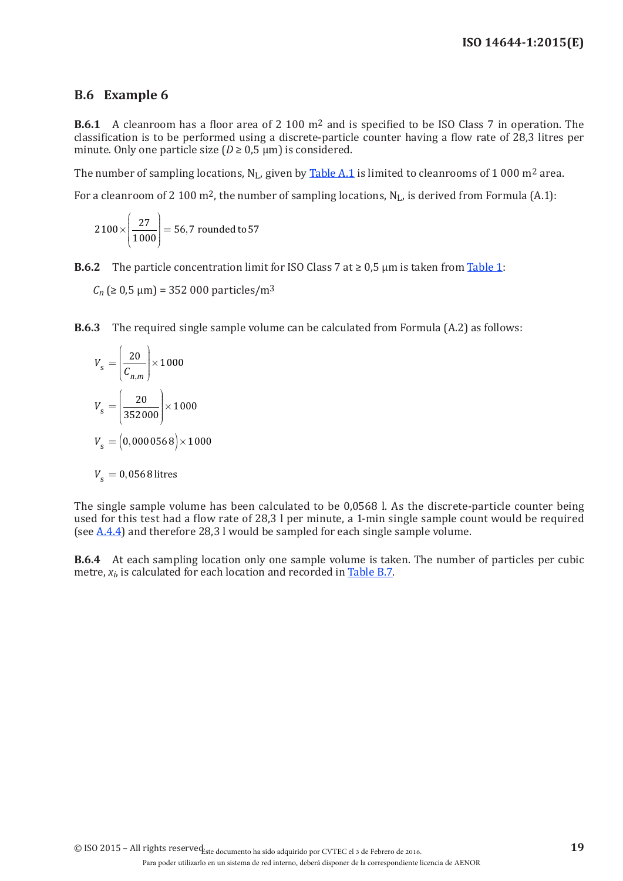## B.6 Example 6

**B.6.1** A cleanroom has a floor area of 2 100 m$^2$ and is specified to be ISO Class 7 in operation. The classification is to be performed using a discrete-particle counter having a flow rate of 28,3 litres per minute. Only one particle size ($D \geq 0{,}5$ µm) is considered.

The number of sampling locations, $N_L$, given by Table A.1 is limited to cleanrooms of 1 000 m$^2$ area.

For a cleanroom of 2 100 m$^2$, the number of sampling locations, $N_L$, is derived from Formula (A.1):

$$2\,100 \times \left( \frac{27}{1\,000} \right) = 56{,}7 \text{ rounded to } 57$$

**B.6.2** The particle concentration limit for ISO Class 7 at ≥ 0,5 µm is taken from Table 1:

$C_n$ (≥ 0,5 µm) = 352 000 particles/m$^3$

**B.6.3** The required single sample volume can be calculated from Formula (A.2) as follows:

$$V_s = \left( \frac{20}{C_{n,m}} \right) \times 1\,000$$

$$V_s = \left( \frac{20}{352\,000} \right) \times 1\,000$$

$$V_s = \left( 0{,}000\,056\,8 \right) \times 1\,000$$

$$V_s = 0{,}056\,8 \text{ litres}$$

The single sample volume has been calculated to be 0,0568 l. As the discrete-particle counter being used for this test had a flow rate of 28,3 l per minute, a 1-min single sample count would be required (see A.4.4) and therefore 28,3 l would be sampled for each single sample volume.

**B.6.4** At each sampling location only one sample volume is taken. The number of particles per cubic metre, $x_i$, is calculated for each location and recorded in Table B.7.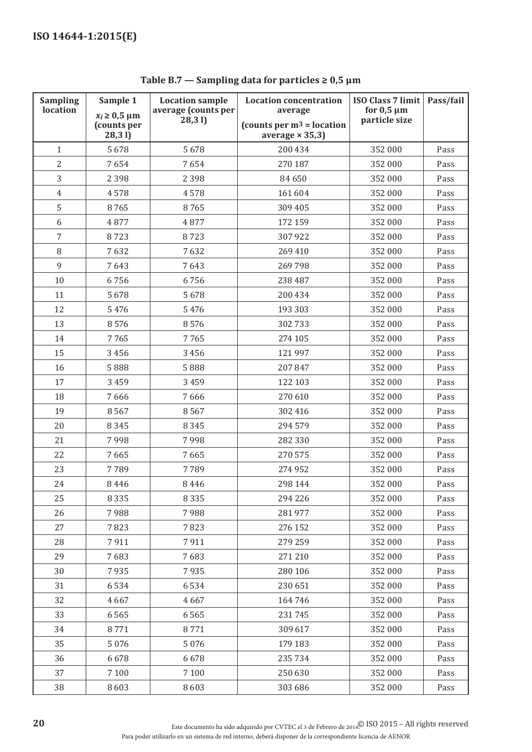**Table B.7 — Sampling data for particles ≥ 0,5 µm**

| Sampling location | Sample 1<br>$x_i \geq 0{,}5$ µm<br>(counts per 28,3 l) | Location sample average (counts per 28,3 l) | Location concentration average<br>(counts per m$^3$ = location average × 35,3) | ISO Class 7 limit for 0,5 µm particle size | Pass/fail |
|---|---|---|---|---|---|
| 1 | 5 678 | 5 678 | 200 434 | 352 000 | Pass |
| 2 | 7 654 | 7 654 | 270 187 | 352 000 | Pass |
| 3 | 2 398 | 2 398 | 84 650 | 352 000 | Pass |
| 4 | 4 578 | 4 578 | 161 604 | 352 000 | Pass |
| 5 | 8 765 | 8 765 | 309 405 | 352 000 | Pass |
| 6 | 4 877 | 4 877 | 172 159 | 352 000 | Pass |
| 7 | 8 723 | 8 723 | 307 922 | 352 000 | Pass |
| 8 | 7 632 | 7 632 | 269 410 | 352 000 | Pass |
| 9 | 7 643 | 7 643 | 269 798 | 352 000 | Pass |
| 10 | 6 756 | 6 756 | 238 487 | 352 000 | Pass |
| 11 | 5 678 | 5 678 | 200 434 | 352 000 | Pass |
| 12 | 5 476 | 5 476 | 193 303 | 352 000 | Pass |
| 13 | 8 576 | 8 576 | 302 733 | 352 000 | Pass |
| 14 | 7 765 | 7 765 | 274 105 | 352 000 | Pass |
| 15 | 3 456 | 3 456 | 121 997 | 352 000 | Pass |
| 16 | 5 888 | 5 888 | 207 847 | 352 000 | Pass |
| 17 | 3 459 | 3 459 | 122 103 | 352 000 | Pass |
| 18 | 7 666 | 7 666 | 270 610 | 352 000 | Pass |
| 19 | 8 567 | 8 567 | 302 416 | 352 000 | Pass |
| 20 | 8 345 | 8 345 | 294 579 | 352 000 | Pass |
| 21 | 7 998 | 7 998 | 282 330 | 352 000 | Pass |
| 22 | 7 665 | 7 665 | 270 575 | 352 000 | Pass |
| 23 | 7 789 | 7 789 | 274 952 | 352 000 | Pass |
| 24 | 8 446 | 8 446 | 298 144 | 352 000 | Pass |
| 25 | 8 335 | 8 335 | 294 226 | 352 000 | Pass |
| 26 | 7 988 | 7 988 | 281 977 | 352 000 | Pass |
| 27 | 7 823 | 7 823 | 276 152 | 352 000 | Pass |
| 28 | 7 911 | 7 911 | 279 259 | 352 000 | Pass |
| 29 | 7 683 | 7 683 | 271 210 | 352 000 | Pass |
| 30 | 7 935 | 7 935 | 280 106 | 352 000 | Pass |
| 31 | 6 534 | 6 534 | 230 651 | 352 000 | Pass |
| 32 | 4 667 | 4 667 | 164 746 | 352 000 | Pass |
| 33 | 6 565 | 6 565 | 231 745 | 352 000 | Pass |
| 34 | 8 771 | 8 771 | 309 617 | 352 000 | Pass |
| 35 | 5 076 | 5 076 | 179 183 | 352 000 | Pass |
| 36 | 6 678 | 6 678 | 235 734 | 352 000 | Pass |
| 37 | 7 100 | 7 100 | 250 630 | 352 000 | Pass |
| 38 | 8 603 | 8 603 | 303 686 | 352 000 | Pass |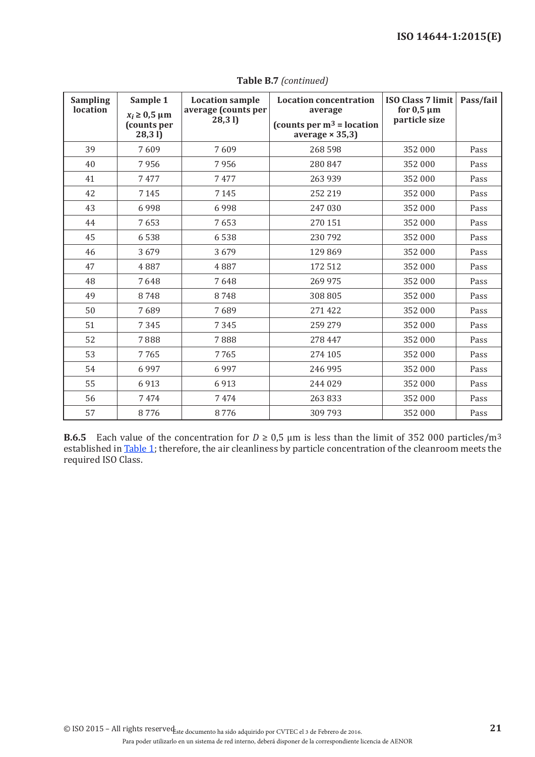**Table B.7** *(continued)*

| Sampling location | Sample 1 $x_i \geq 0,5$ µm (counts per 28,3 l) | Location sample average (counts per 28,3 l) | Location concentration average (counts per m$^3$ = location average × 35,3) | ISO Class 7 limit for 0,5 µm particle size | Pass/fail |
|---|---|---|---|---|---|
| 39 | 7 609 | 7 609 | 268 598 | 352 000 | Pass |
| 40 | 7 956 | 7 956 | 280 847 | 352 000 | Pass |
| 41 | 7 477 | 7 477 | 263 939 | 352 000 | Pass |
| 42 | 7 145 | 7 145 | 252 219 | 352 000 | Pass |
| 43 | 6 998 | 6 998 | 247 030 | 352 000 | Pass |
| 44 | 7 653 | 7 653 | 270 151 | 352 000 | Pass |
| 45 | 6 538 | 6 538 | 230 792 | 352 000 | Pass |
| 46 | 3 679 | 3 679 | 129 869 | 352 000 | Pass |
| 47 | 4 887 | 4 887 | 172 512 | 352 000 | Pass |
| 48 | 7 648 | 7 648 | 269 975 | 352 000 | Pass |
| 49 | 8 748 | 8 748 | 308 805 | 352 000 | Pass |
| 50 | 7 689 | 7 689 | 271 422 | 352 000 | Pass |
| 51 | 7 345 | 7 345 | 259 279 | 352 000 | Pass |
| 52 | 7 888 | 7 888 | 278 447 | 352 000 | Pass |
| 53 | 7 765 | 7 765 | 274 105 | 352 000 | Pass |
| 54 | 6 997 | 6 997 | 246 995 | 352 000 | Pass |
| 55 | 6 913 | 6 913 | 244 029 | 352 000 | Pass |
| 56 | 7 474 | 7 474 | 263 833 | 352 000 | Pass |
| 57 | 8 776 | 8 776 | 309 793 | 352 000 | Pass |

**B.6.5** Each value of the concentration for $D \geq 0,5$ µm is less than the limit of 352 000 particles/m$^3$ established in Table 1; therefore, the air cleanliness by particle concentration of the cleanroom meets the required ISO Class.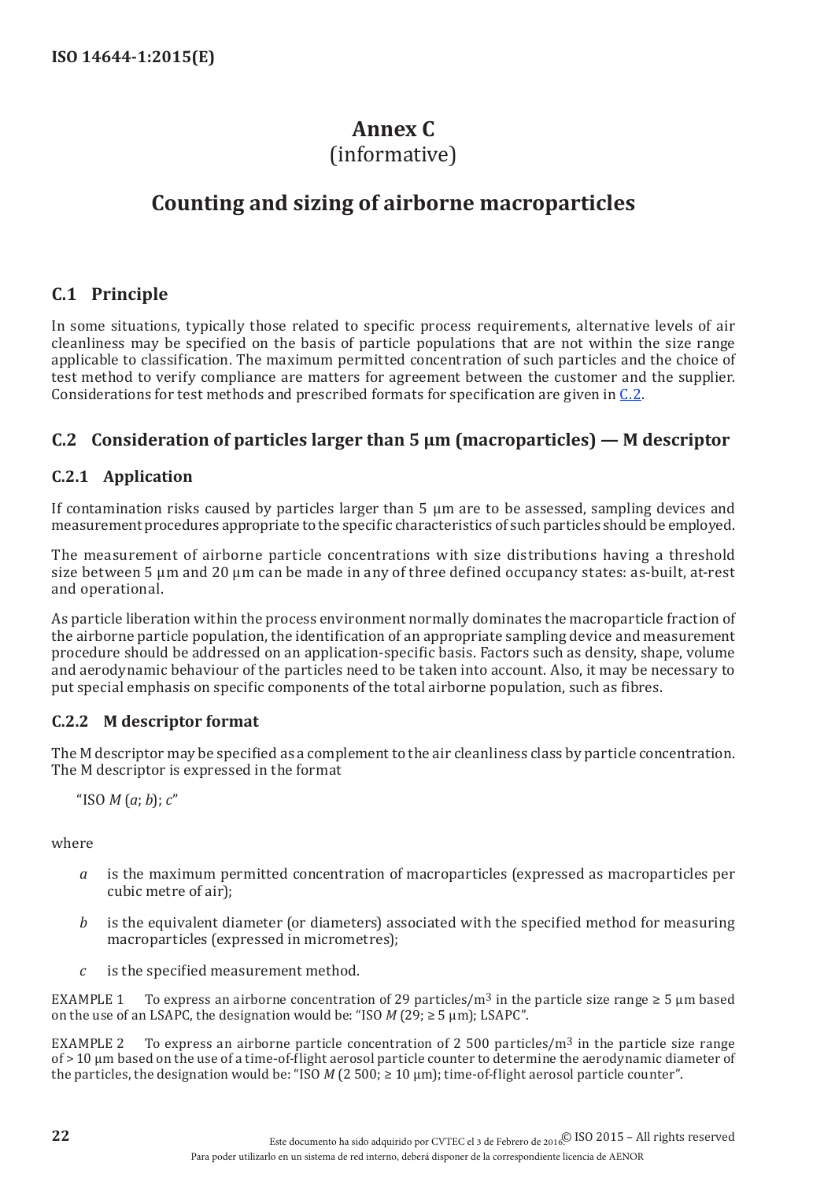# Annex C
(informative)

# Counting and sizing of airborne macroparticles

## C.1 Principle

In some situations, typically those related to specific process requirements, alternative levels of air cleanliness may be specified on the basis of particle populations that are not within the size range applicable to classification. The maximum permitted concentration of such particles and the choice of test method to verify compliance are matters for agreement between the customer and the supplier. Considerations for test methods and prescribed formats for specification are given in C.2.

## C.2 Consideration of particles larger than 5 µm (macroparticles) — M descriptor

### C.2.1 Application

If contamination risks caused by particles larger than 5 µm are to be assessed, sampling devices and measurement procedures appropriate to the specific characteristics of such particles should be employed.

The measurement of airborne particle concentrations with size distributions having a threshold size between 5 µm and 20 µm can be made in any of three defined occupancy states: as-built, at-rest and operational.

As particle liberation within the process environment normally dominates the macroparticle fraction of the airborne particle population, the identification of an appropriate sampling device and measurement procedure should be addressed on an application-specific basis. Factors such as density, shape, volume and aerodynamic behaviour of the particles need to be taken into account. Also, it may be necessary to put special emphasis on specific components of the total airborne population, such as fibres.

### C.2.2 M descriptor format

The M descriptor may be specified as a complement to the air cleanliness class by particle concentration. The M descriptor is expressed in the format

"ISO *M* (*a*; *b*); *c*"

where

- *a* is the maximum permitted concentration of macroparticles (expressed as macroparticles per cubic metre of air);
- *b* is the equivalent diameter (or diameters) associated with the specified method for measuring macroparticles (expressed in micrometres);
- *c* is the specified measurement method.

EXAMPLE 1 To express an airborne concentration of 29 particles/$m^3$ in the particle size range ≥ 5 µm based on the use of an LSAPC, the designation would be: "ISO *M* (29; ≥ 5 µm); LSAPC".

EXAMPLE 2 To express an airborne particle concentration of 2 500 particles/$m^3$ in the particle size range of > 10 µm based on the use of a time-of-flight aerosol particle counter to determine the aerodynamic diameter of the particles, the designation would be: "ISO *M* (2 500; ≥ 10 µm); time-of-flight aerosol particle counter".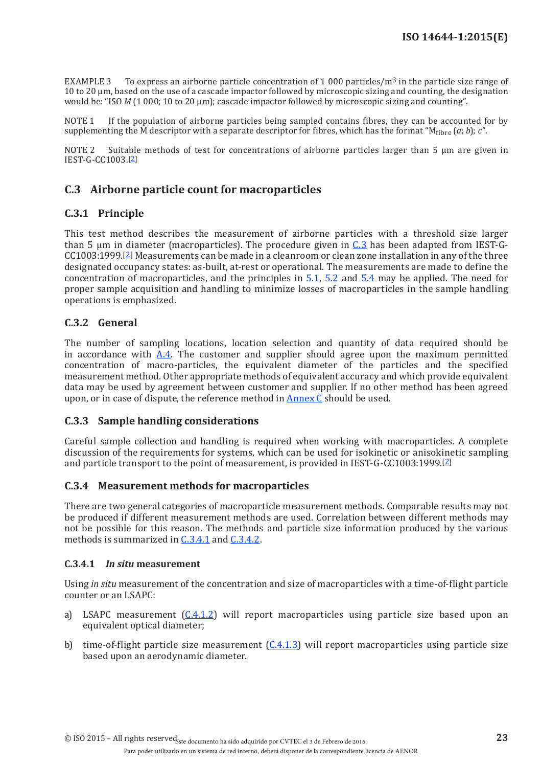EXAMPLE 3 To express an airborne particle concentration of 1 000 particles/$m^3$ in the particle size range of 10 to 20 µm, based on the use of a cascade impactor followed by microscopic sizing and counting, the designation would be: "ISO *M* (1 000; 10 to 20 µm); cascade impactor followed by microscopic sizing and counting".

NOTE 1 If the population of airborne particles being sampled contains fibres, they can be accounted for by supplementing the M descriptor with a separate descriptor for fibres, which has the format "$M_{fibre}$ (*a*; *b*); *c*".

NOTE 2 Suitable methods of test for concentrations of airborne particles larger than 5 µm are given in IEST-G-CC1003.[2]

## C.3 Airborne particle count for macroparticles

### C.3.1 Principle

This test method describes the measurement of airborne particles with a threshold size larger than 5 µm in diameter (macroparticles). The procedure given in C.3 has been adapted from IEST-G-CC1003:1999.[2] Measurements can be made in a cleanroom or clean zone installation in any of the three designated occupancy states: as-built, at-rest or operational. The measurements are made to define the concentration of macroparticles, and the principles in 5.1, 5.2 and 5.4 may be applied. The need for proper sample acquisition and handling to minimize losses of macroparticles in the sample handling operations is emphasized.

### C.3.2 General

The number of sampling locations, location selection and quantity of data required should be in accordance with A.4. The customer and supplier should agree upon the maximum permitted concentration of macro-particles, the equivalent diameter of the particles and the specified measurement method. Other appropriate methods of equivalent accuracy and which provide equivalent data may be used by agreement between customer and supplier. If no other method has been agreed upon, or in case of dispute, the reference method in Annex C should be used.

### C.3.3 Sample handling considerations

Careful sample collection and handling is required when working with macroparticles. A complete discussion of the requirements for systems, which can be used for isokinetic or anisokinetic sampling and particle transport to the point of measurement, is provided in IEST-G-CC1003:1999.[2]

### C.3.4 Measurement methods for macroparticles

There are two general categories of macroparticle measurement methods. Comparable results may not be produced if different measurement methods are used. Correlation between different methods may not be possible for this reason. The methods and particle size information produced by the various methods is summarized in C.3.4.1 and C.3.4.2.

#### C.3.4.1 *In situ* measurement

Using *in situ* measurement of the concentration and size of macroparticles with a time-of-flight particle counter or an LSAPC:

a) LSAPC measurement (C.4.1.2) will report macroparticles using particle size based upon an equivalent optical diameter;

b) time-of-flight particle size measurement (C.4.1.3) will report macroparticles using particle size based upon an aerodynamic diameter.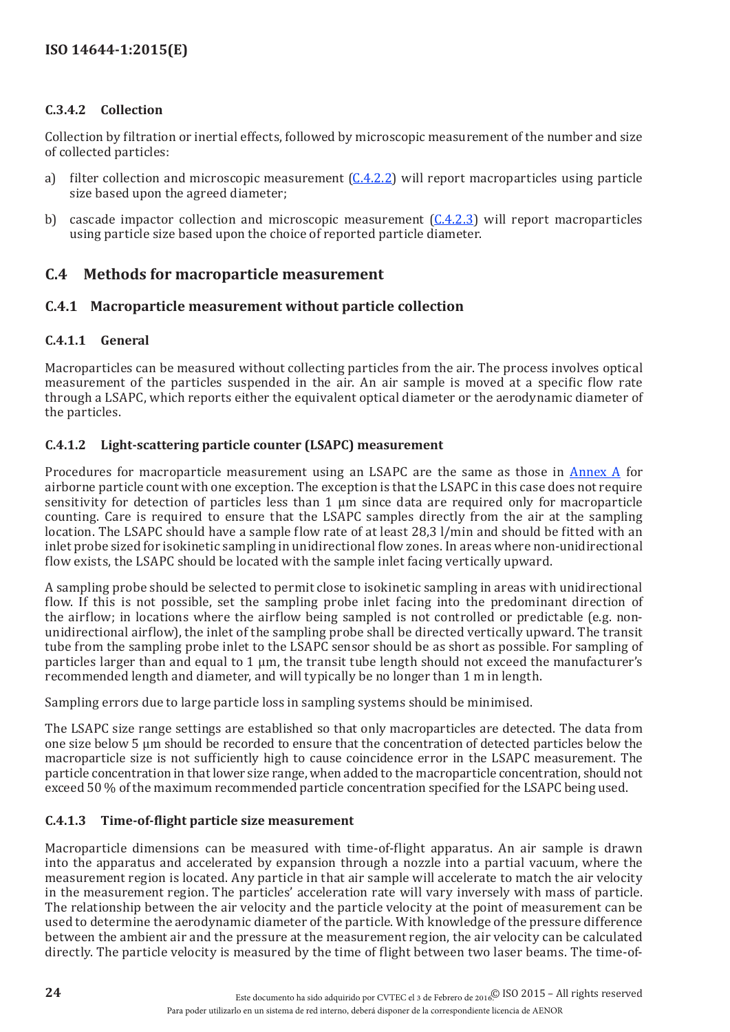#### C.3.4.2 Collection

Collection by filtration or inertial effects, followed by microscopic measurement of the number and size of collected particles:

a) filter collection and microscopic measurement (C.4.2.2) will report macroparticles using particle size based upon the agreed diameter;

b) cascade impactor collection and microscopic measurement (C.4.2.3) will report macroparticles using particle size based upon the choice of reported particle diameter.

## C.4 Methods for macroparticle measurement

### C.4.1 Macroparticle measurement without particle collection

#### C.4.1.1 General

Macroparticles can be measured without collecting particles from the air. The process involves optical measurement of the particles suspended in the air. An air sample is moved at a specific flow rate through a LSAPC, which reports either the equivalent optical diameter or the aerodynamic diameter of the particles.

#### C.4.1.2 Light-scattering particle counter (LSAPC) measurement

Procedures for macroparticle measurement using an LSAPC are the same as those in Annex A for airborne particle count with one exception. The exception is that the LSAPC in this case does not require sensitivity for detection of particles less than 1 µm since data are required only for macroparticle counting. Care is required to ensure that the LSAPC samples directly from the air at the sampling location. The LSAPC should have a sample flow rate of at least 28,3 l/min and should be fitted with an inlet probe sized for isokinetic sampling in unidirectional flow zones. In areas where non-unidirectional flow exists, the LSAPC should be located with the sample inlet facing vertically upward.

A sampling probe should be selected to permit close to isokinetic sampling in areas with unidirectional flow. If this is not possible, set the sampling probe inlet facing into the predominant direction of the airflow; in locations where the airflow being sampled is not controlled or predictable (e.g. non-unidirectional airflow), the inlet of the sampling probe shall be directed vertically upward. The transit tube from the sampling probe inlet to the LSAPC sensor should be as short as possible. For sampling of particles larger than and equal to 1 µm, the transit tube length should not exceed the manufacturer's recommended length and diameter, and will typically be no longer than 1 m in length.

Sampling errors due to large particle loss in sampling systems should be minimised.

The LSAPC size range settings are established so that only macroparticles are detected. The data from one size below 5 µm should be recorded to ensure that the concentration of detected particles below the macroparticle size is not sufficiently high to cause coincidence error in the LSAPC measurement. The particle concentration in that lower size range, when added to the macroparticle concentration, should not exceed 50 % of the maximum recommended particle concentration specified for the LSAPC being used.

#### C.4.1.3 Time-of-flight particle size measurement

Macroparticle dimensions can be measured with time-of-flight apparatus. An air sample is drawn into the apparatus and accelerated by expansion through a nozzle into a partial vacuum, where the measurement region is located. Any particle in that air sample will accelerate to match the air velocity in the measurement region. The particles' acceleration rate will vary inversely with mass of particle. The relationship between the air velocity and the particle velocity at the point of measurement can be used to determine the aerodynamic diameter of the particle. With knowledge of the pressure difference between the ambient air and the pressure at the measurement region, the air velocity can be calculated directly. The particle velocity is measured by the time of flight between two laser beams. The time-of-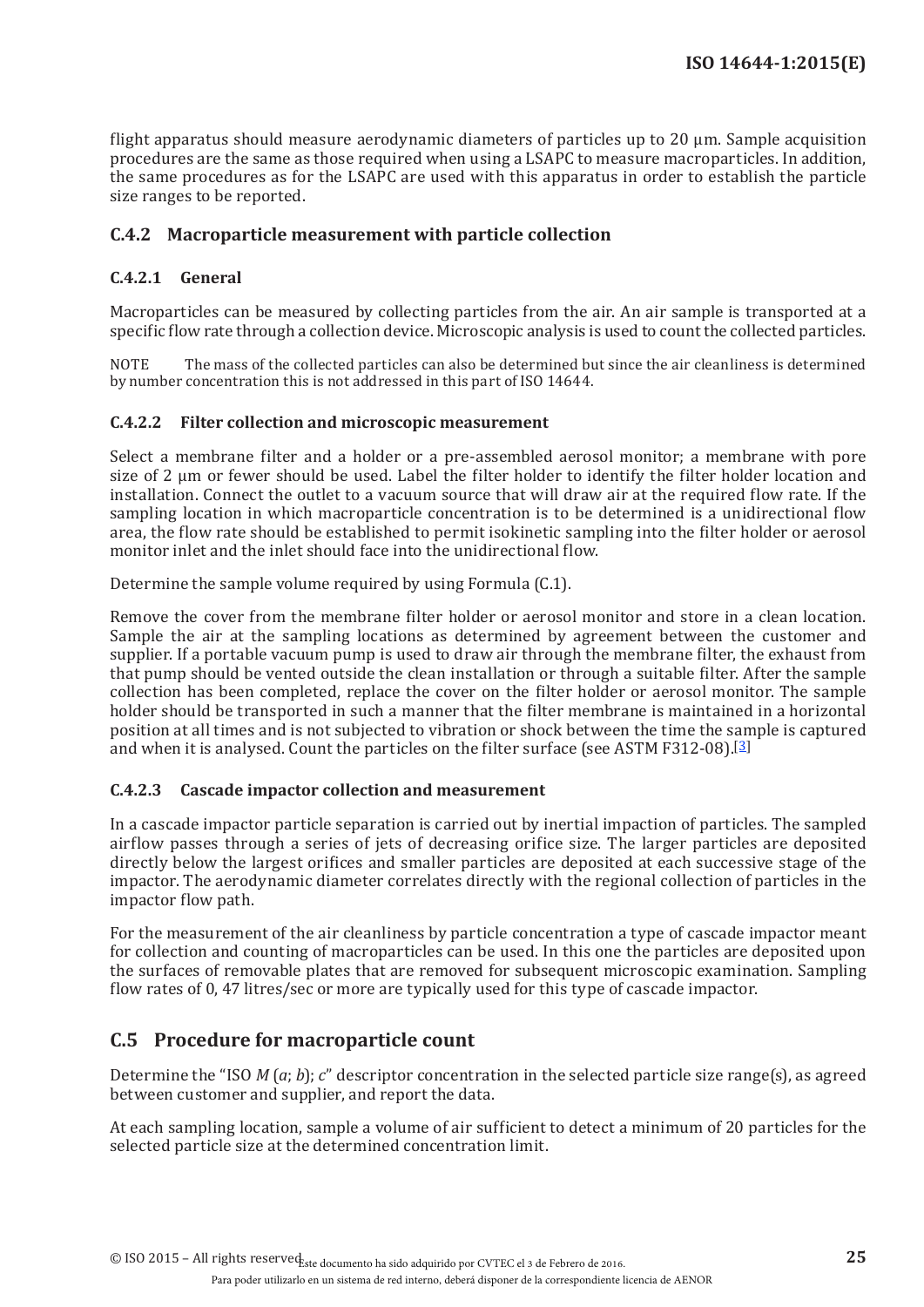flight apparatus should measure aerodynamic diameters of particles up to 20 µm. Sample acquisition procedures are the same as those required when using a LSAPC to measure macroparticles. In addition, the same procedures as for the LSAPC are used with this apparatus in order to establish the particle size ranges to be reported.

### C.4.2 Macroparticle measurement with particle collection

#### C.4.2.1 General

Macroparticles can be measured by collecting particles from the air. An air sample is transported at a specific flow rate through a collection device. Microscopic analysis is used to count the collected particles.

NOTE The mass of the collected particles can also be determined but since the air cleanliness is determined by number concentration this is not addressed in this part of ISO 14644.

#### C.4.2.2 Filter collection and microscopic measurement

Select a membrane filter and a holder or a pre-assembled aerosol monitor; a membrane with pore size of 2 µm or fewer should be used. Label the filter holder to identify the filter holder location and installation. Connect the outlet to a vacuum source that will draw air at the required flow rate. If the sampling location in which macroparticle concentration is to be determined is a unidirectional flow area, the flow rate should be established to permit isokinetic sampling into the filter holder or aerosol monitor inlet and the inlet should face into the unidirectional flow.

Determine the sample volume required by using Formula (C.1).

Remove the cover from the membrane filter holder or aerosol monitor and store in a clean location. Sample the air at the sampling locations as determined by agreement between the customer and supplier. If a portable vacuum pump is used to draw air through the membrane filter, the exhaust from that pump should be vented outside the clean installation or through a suitable filter. After the sample collection has been completed, replace the cover on the filter holder or aerosol monitor. The sample holder should be transported in such a manner that the filter membrane is maintained in a horizontal position at all times and is not subjected to vibration or shock between the time the sample is captured and when it is analysed. Count the particles on the filter surface (see ASTM F312-08).[3]

#### C.4.2.3 Cascade impactor collection and measurement

In a cascade impactor particle separation is carried out by inertial impaction of particles. The sampled airflow passes through a series of jets of decreasing orifice size. The larger particles are deposited directly below the largest orifices and smaller particles are deposited at each successive stage of the impactor. The aerodynamic diameter correlates directly with the regional collection of particles in the impactor flow path.

For the measurement of the air cleanliness by particle concentration a type of cascade impactor meant for collection and counting of macroparticles can be used. In this one the particles are deposited upon the surfaces of removable plates that are removed for subsequent microscopic examination. Sampling flow rates of 0, 47 litres/sec or more are typically used for this type of cascade impactor.

## C.5 Procedure for macroparticle count

Determine the "ISO *M* (*a*; *b*); *c*" descriptor concentration in the selected particle size range(s), as agreed between customer and supplier, and report the data.

At each sampling location, sample a volume of air sufficient to detect a minimum of 20 particles for the selected particle size at the determined concentration limit.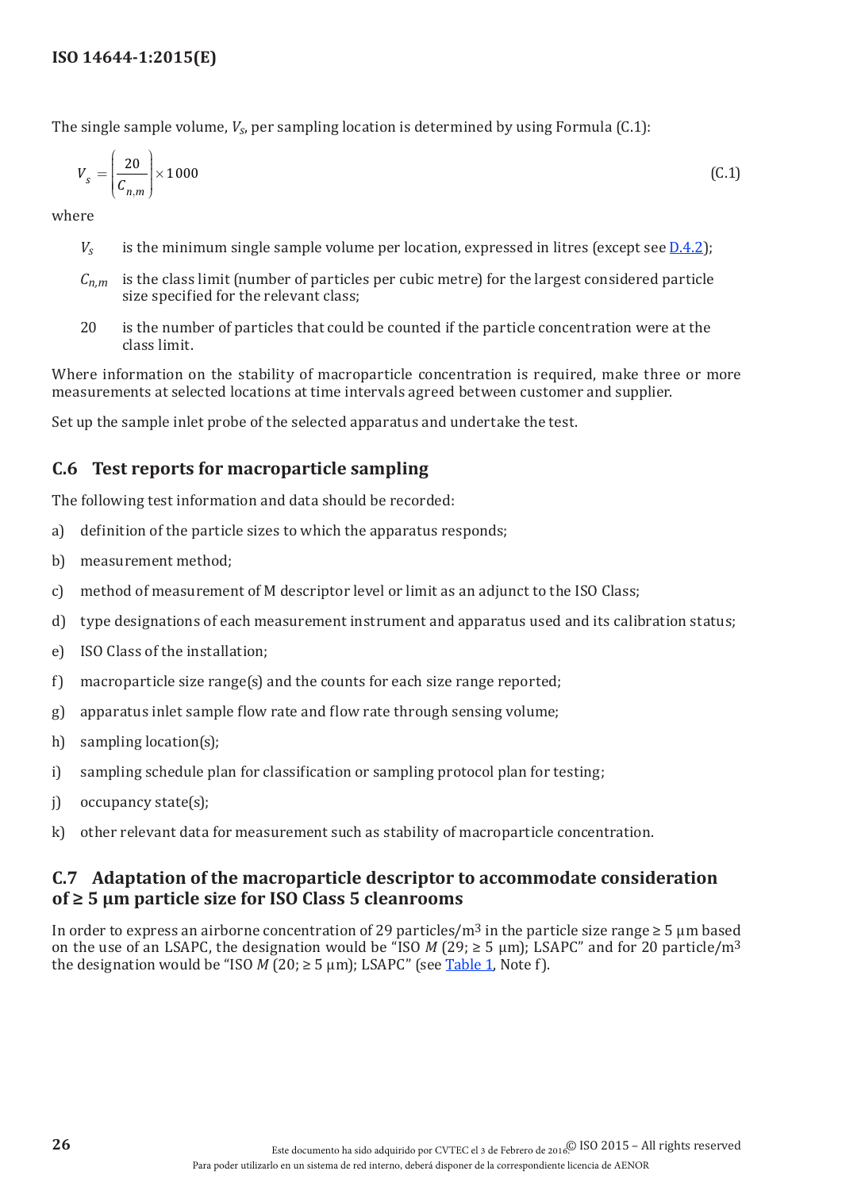The single sample volume, $V_s$, per sampling location is determined by using Formula (C.1):

$$V_s = \left( \frac{20}{C_{n,m}} \right) \times 1\,000 \tag{C.1}$$

where

$V_s$ is the minimum single sample volume per location, expressed in litres (except see D.4.2);

$C_{n,m}$ is the class limit (number of particles per cubic metre) for the largest considered particle size specified for the relevant class;

20 is the number of particles that could be counted if the particle concentration were at the class limit.

Where information on the stability of macroparticle concentration is required, make three or more measurements at selected locations at time intervals agreed between customer and supplier.

Set up the sample inlet probe of the selected apparatus and undertake the test.

## C.6 Test reports for macroparticle sampling

The following test information and data should be recorded:

a) definition of the particle sizes to which the apparatus responds;

b) measurement method;

c) method of measurement of M descriptor level or limit as an adjunct to the ISO Class;

d) type designations of each measurement instrument and apparatus used and its calibration status;

e) ISO Class of the installation;

f) macroparticle size range(s) and the counts for each size range reported;

g) apparatus inlet sample flow rate and flow rate through sensing volume;

h) sampling location(s);

i) sampling schedule plan for classification or sampling protocol plan for testing;

j) occupancy state(s);

k) other relevant data for measurement such as stability of macroparticle concentration.

## C.7 Adaptation of the macroparticle descriptor to accommodate consideration of ≥ 5 µm particle size for ISO Class 5 cleanrooms

In order to express an airborne concentration of 29 particles/m$^3$ in the particle size range ≥ 5 µm based on the use of an LSAPC, the designation would be "ISO *M* (29; ≥ 5 µm); LSAPC" and for 20 particle/m$^3$ the designation would be "ISO *M* (20; ≥ 5 µm); LSAPC" (see Table 1, Note f).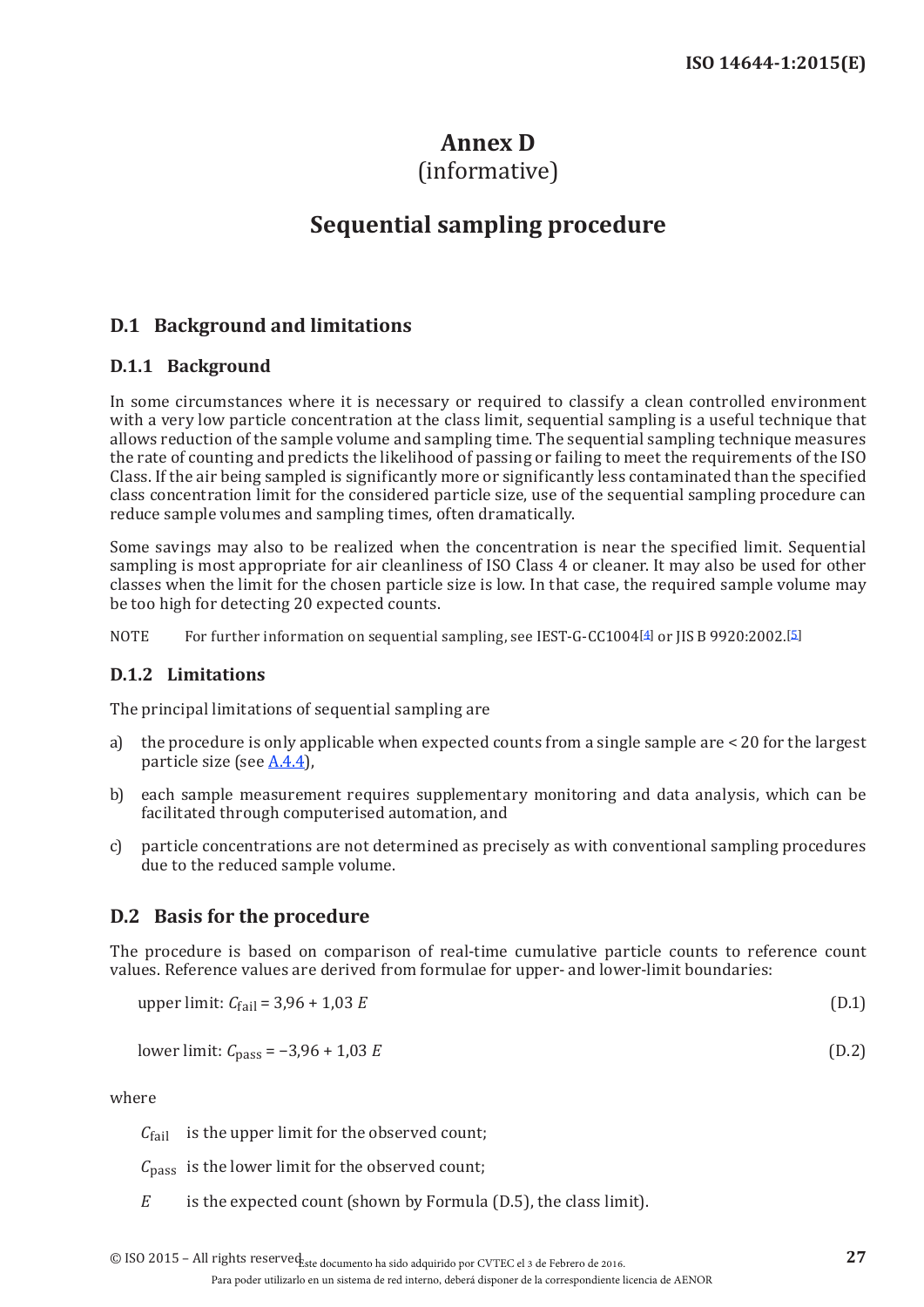# Annex D
(informative)

# Sequential sampling procedure

## D.1 Background and limitations

### D.1.1 Background

In some circumstances where it is necessary or required to classify a clean controlled environment with a very low particle concentration at the class limit, sequential sampling is a useful technique that allows reduction of the sample volume and sampling time. The sequential sampling technique measures the rate of counting and predicts the likelihood of passing or failing to meet the requirements of the ISO Class. If the air being sampled is significantly more or significantly less contaminated than the specified class concentration limit for the considered particle size, use of the sequential sampling procedure can reduce sample volumes and sampling times, often dramatically.

Some savings may also to be realized when the concentration is near the specified limit. Sequential sampling is most appropriate for air cleanliness of ISO Class 4 or cleaner. It may also be used for other classes when the limit for the chosen particle size is low. In that case, the required sample volume may be too high for detecting 20 expected counts.

NOTE For further information on sequential sampling, see IEST-G-CC1004[4] or JIS B 9920:2002.[5]

### D.1.2 Limitations

The principal limitations of sequential sampling are

a) the procedure is only applicable when expected counts from a single sample are < 20 for the largest particle size (see A.4.4),

b) each sample measurement requires supplementary monitoring and data analysis, which can be facilitated through computerised automation, and

c) particle concentrations are not determined as precisely as with conventional sampling procedures due to the reduced sample volume.

## D.2 Basis for the procedure

The procedure is based on comparison of real-time cumulative particle counts to reference count values. Reference values are derived from formulae for upper- and lower-limit boundaries:

upper limit: $C_{\text{fail}} = 3{,}96 + 1{,}03\,E$ (D.1)

lower limit: $C_{\text{pass}} = -3{,}96 + 1{,}03\,E$ (D.2)

where

$C_{\text{fail}}$ is the upper limit for the observed count;

$C_{\text{pass}}$ is the lower limit for the observed count;

$E$ is the expected count (shown by Formula (D.5), the class limit).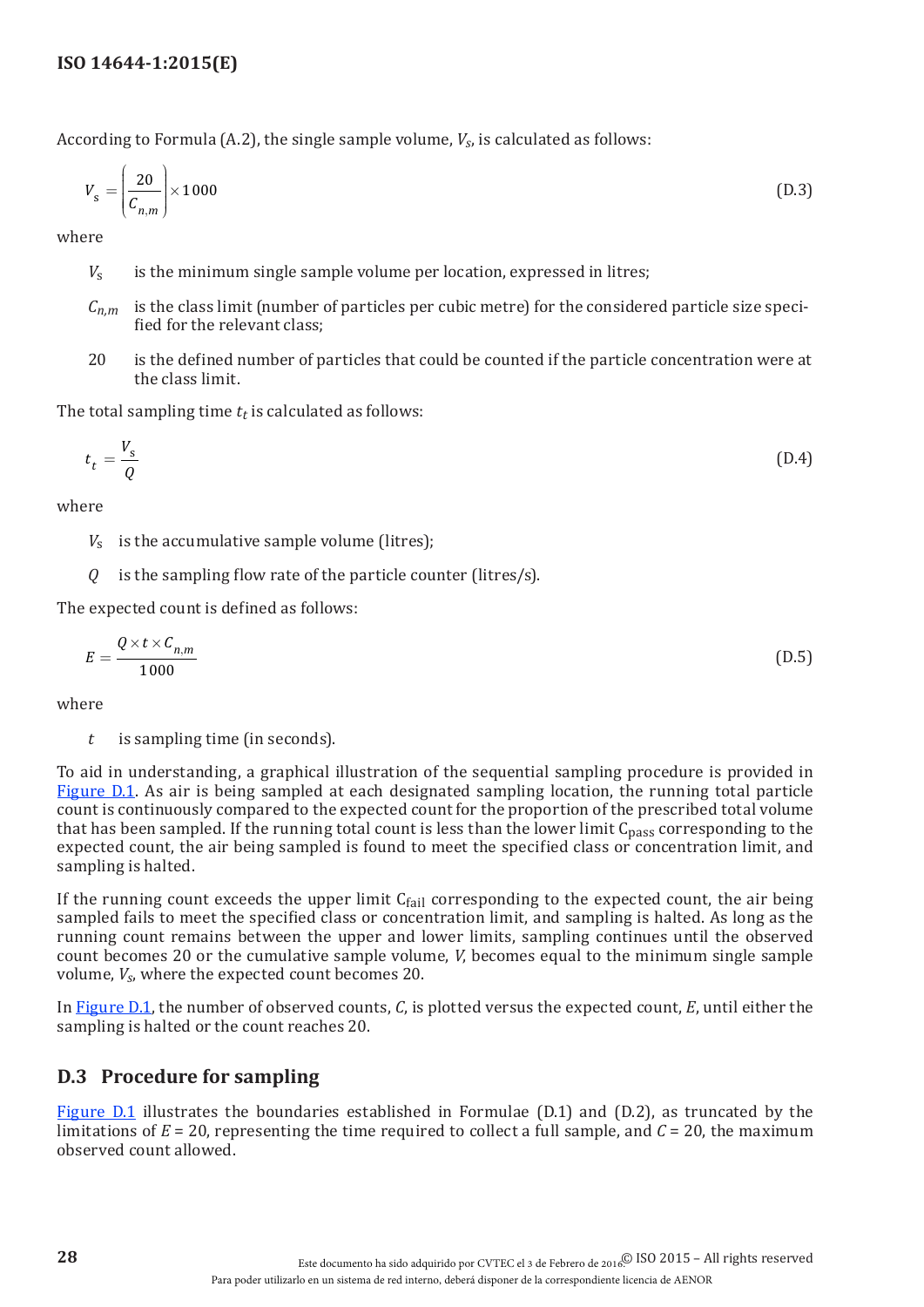According to Formula (A.2), the single sample volume, $V_s$, is calculated as follows:

$$V_s = \left( \frac{20}{C_{n,m}} \right) \times 1\,000 \tag{D.3}$$

where

$V_s$ is the minimum single sample volume per location, expressed in litres;

$C_{n,m}$ is the class limit (number of particles per cubic metre) for the considered particle size specified for the relevant class;

20 is the defined number of particles that could be counted if the particle concentration were at the class limit.

The total sampling time $t_t$ is calculated as follows:

$$t_t = \frac{V_s}{Q} \tag{D.4}$$

where

$V_s$ is the accumulative sample volume (litres);

$Q$ is the sampling flow rate of the particle counter (litres/s).

The expected count is defined as follows:

$$E = \frac{Q \times t \times C_{n,m}}{1\,000} \tag{D.5}$$

where

$t$ is sampling time (in seconds).

To aid in understanding, a graphical illustration of the sequential sampling procedure is provided in Figure D.1. As air is being sampled at each designated sampling location, the running total particle count is continuously compared to the expected count for the proportion of the prescribed total volume that has been sampled. If the running total count is less than the lower limit $C_{pass}$ corresponding to the expected count, the air being sampled is found to meet the specified class or concentration limit, and sampling is halted.

If the running count exceeds the upper limit $C_{fail}$ corresponding to the expected count, the air being sampled fails to meet the specified class or concentration limit, and sampling is halted. As long as the running count remains between the upper and lower limits, sampling continues until the observed count becomes 20 or the cumulative sample volume, $V$, becomes equal to the minimum single sample volume, $V_s$, where the expected count becomes 20.

In Figure D.1, the number of observed counts, $C$, is plotted versus the expected count, $E$, until either the sampling is halted or the count reaches 20.

## D.3 Procedure for sampling

Figure D.1 illustrates the boundaries established in Formulae (D.1) and (D.2), as truncated by the limitations of $E = 20$, representing the time required to collect a full sample, and $C = 20$, the maximum observed count allowed.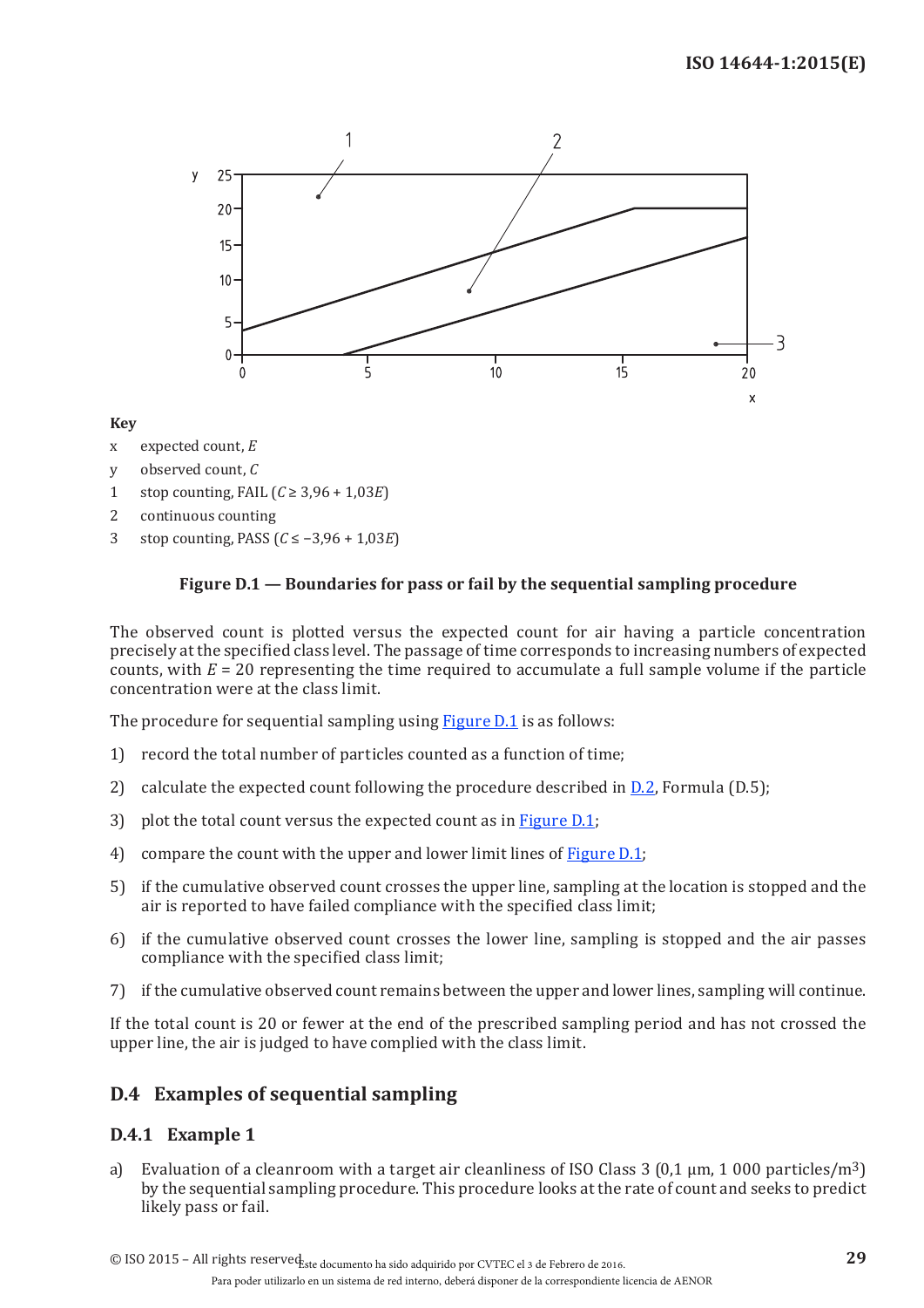**Key**

x expected count, $E$

y observed count, $C$

1 stop counting, FAIL ($C \geq 3{,}96 + 1{,}03E$)

2 continuous counting

3 stop counting, PASS ($C \leq -3{,}96 + 1{,}03E$)

**Figure D.1 — Boundaries for pass or fail by the sequential sampling procedure**

The observed count is plotted versus the expected count for air having a particle concentration precisely at the specified class level. The passage of time corresponds to increasing numbers of expected counts, with $E = 20$ representing the time required to accumulate a full sample volume if the particle concentration were at the class limit.

The procedure for sequential sampling using Figure D.1 is as follows:

1) record the total number of particles counted as a function of time;

2) calculate the expected count following the procedure described in D.2, Formula (D.5);

3) plot the total count versus the expected count as in Figure D.1;

4) compare the count with the upper and lower limit lines of Figure D.1;

5) if the cumulative observed count crosses the upper line, sampling at the location is stopped and the air is reported to have failed compliance with the specified class limit;

6) if the cumulative observed count crosses the lower line, sampling is stopped and the air passes compliance with the specified class limit;

7) if the cumulative observed count remains between the upper and lower lines, sampling will continue.

If the total count is 20 or fewer at the end of the prescribed sampling period and has not crossed the upper line, the air is judged to have complied with the class limit.

## D.4 Examples of sequential sampling

### D.4.1 Example 1

a) Evaluation of a cleanroom with a target air cleanliness of ISO Class 3 (0,1 µm, 1 000 particles/m³) by the sequential sampling procedure. This procedure looks at the rate of count and seeks to predict likely pass or fail.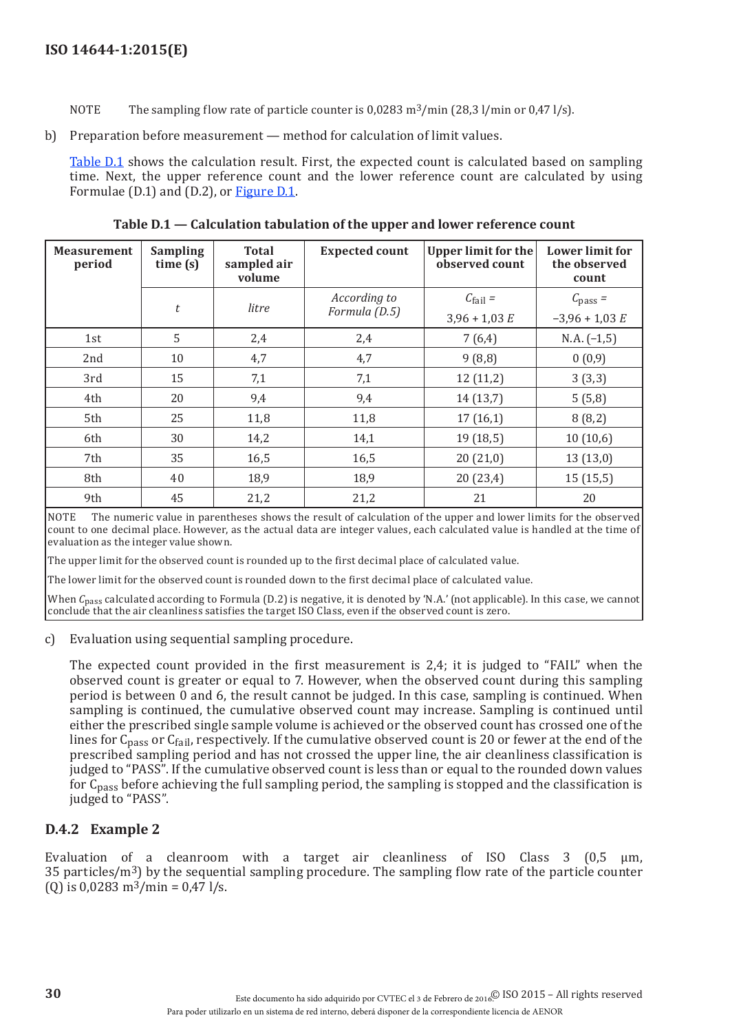NOTE The sampling flow rate of particle counter is 0,0283 $m^3$/min (28,3 l/min or 0,47 l/s).

b) Preparation before measurement — method for calculation of limit values.

Table D.1 shows the calculation result. First, the expected count is calculated based on sampling time. Next, the upper reference count and the lower reference count are calculated by using Formulae (D.1) and (D.2), or Figure D.1.

**Table D.1 — Calculation tabulation of the upper and lower reference count**

| Measurement period | Sampling time (s) | Total sampled air volume | Expected count | Upper limit for the observed count | Lower limit for the observed count |
|---|---|---|---|---|---|
| | $t$ | *litre* | *According to Formula (D.5)* | $C_{fail}$ = 3,96 + 1,03 $E$ | $C_{pass}$ = −3,96 + 1,03 $E$ |
| 1st | 5 | 2,4 | 2,4 | 7 (6,4) | N.A. (−1,5) |
| 2nd | 10 | 4,7 | 4,7 | 9 (8,8) | 0 (0,9) |
| 3rd | 15 | 7,1 | 7,1 | 12 (11,2) | 3 (3,3) |
| 4th | 20 | 9,4 | 9,4 | 14 (13,7) | 5 (5,8) |
| 5th | 25 | 11,8 | 11,8 | 17 (16,1) | 8 (8,2) |
| 6th | 30 | 14,2 | 14,1 | 19 (18,5) | 10 (10,6) |
| 7th | 35 | 16,5 | 16,5 | 20 (21,0) | 13 (13,0) |
| 8th | 40 | 18,9 | 18,9 | 20 (23,4) | 15 (15,5) |
| 9th | 45 | 21,2 | 21,2 | 21 | 20 |

NOTE The numeric value in parentheses shows the result of calculation of the upper and lower limits for the observed count to one decimal place. However, as the actual data are integer values, each calculated value is handled at the time of evaluation as the integer value shown.

The upper limit for the observed count is rounded up to the first decimal place of calculated value.

The lower limit for the observed count is rounded down to the first decimal place of calculated value.

When $C_{pass}$ calculated according to Formula (D.2) is negative, it is denoted by 'N.A.' (not applicable). In this case, we cannot conclude that the air cleanliness satisfies the target ISO Class, even if the observed count is zero.

c) Evaluation using sequential sampling procedure.

The expected count provided in the first measurement is 2,4; it is judged to "FAIL" when the observed count is greater or equal to 7. However, when the observed count during this sampling period is between 0 and 6, the result cannot be judged. In this case, sampling is continued. When sampling is continued, the cumulative observed count may increase. Sampling is continued until either the prescribed single sample volume is achieved or the observed count has crossed one of the lines for $C_{pass}$ or $C_{fail}$, respectively. If the cumulative observed count is 20 or fewer at the end of the prescribed sampling period and has not crossed the upper line, the air cleanliness classification is judged to "PASS". If the cumulative observed count is less than or equal to the rounded down values for $C_{pass}$ before achieving the full sampling period, the sampling is stopped and the classification is judged to "PASS".

### D.4.2 Example 2

Evaluation of a cleanroom with a target air cleanliness of ISO Class 3 (0,5 µm, 35 particles/$m^3$) by the sequential sampling procedure. The sampling flow rate of the particle counter (Q) is 0,0283 $m^3$/min = 0,47 l/s.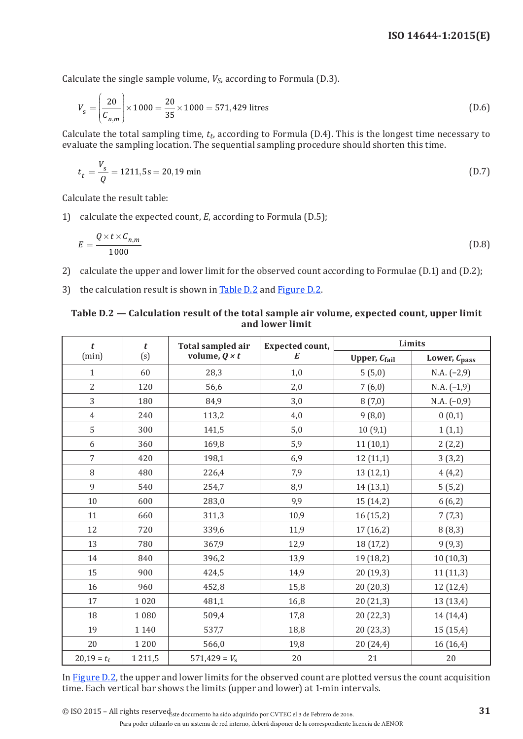Calculate the single sample volume, $V_S$, according to Formula (D.3).

$$V_s = \left( \frac{20}{C_{n,m}} \right) \times 1\,000 = \frac{20}{35} \times 1\,000 = 571{,}429 \text{ litres} \tag{D.6}$$

Calculate the total sampling time, $t_t$, according to Formula (D.4). This is the longest time necessary to evaluate the sampling location. The sequential sampling procedure should shorten this time.

$$t_t = \frac{V_s}{Q} = 1211{,}5\text{s} = 20{,}19 \text{ min} \tag{D.7}$$

Calculate the result table:

1) calculate the expected count, $E$, according to Formula (D.5);

$$E = \frac{Q \times t \times C_{n,m}}{1\,000} \tag{D.8}$$

2) calculate the upper and lower limit for the observed count according to Formulae (D.1) and (D.2);

3) the calculation result is shown in Table D.2 and Figure D.2.

**Table D.2 — Calculation result of the total sample air volume, expected count, upper limit and lower limit**

| $t$ (min) | $t$ (s) | Total sampled air volume, $Q \times t$ | Expected count, $E$ | Limits | |
|---|---|---|---|---|---|
| | | | | Upper, $C_{fail}$ | Lower, $C_{pass}$ |
| 1 | 60 | 28,3 | 1,0 | 5 (5,0) | N.A. (−2,9) |
| 2 | 120 | 56,6 | 2,0 | 7 (6,0) | N.A. (−1,9) |
| 3 | 180 | 84,9 | 3,0 | 8 (7,0) | N.A. (−0,9) |
| 4 | 240 | 113,2 | 4,0 | 9 (8,0) | 0 (0,1) |
| 5 | 300 | 141,5 | 5,0 | 10 (9,1) | 1 (1,1) |
| 6 | 360 | 169,8 | 5,9 | 11 (10,1) | 2 (2,2) |
| 7 | 420 | 198,1 | 6,9 | 12 (11,1) | 3 (3,2) |
| 8 | 480 | 226,4 | 7,9 | 13 (12,1) | 4 (4,2) |
| 9 | 540 | 254,7 | 8,9 | 14 (13,1) | 5 (5,2) |
| 10 | 600 | 283,0 | 9,9 | 15 (14,2) | 6 (6,2) |
| 11 | 660 | 311,3 | 10,9 | 16 (15,2) | 7 (7,3) |
| 12 | 720 | 339,6 | 11,9 | 17 (16,2) | 8 (8,3) |
| 13 | 780 | 367,9 | 12,9 | 18 (17,2) | 9 (9,3) |
| 14 | 840 | 396,2 | 13,9 | 19 (18,2) | 10 (10,3) |
| 15 | 900 | 424,5 | 14,9 | 20 (19,3) | 11 (11,3) |
| 16 | 960 | 452,8 | 15,8 | 20 (20,3) | 12 (12,4) |
| 17 | 1 020 | 481,1 | 16,8 | 20 (21,3) | 13 (13,4) |
| 18 | 1 080 | 509,4 | 17,8 | 20 (22,3) | 14 (14,4) |
| 19 | 1 140 | 537,7 | 18,8 | 20 (23,3) | 15 (15,4) |
| 20 | 1 200 | 566,0 | 19,8 | 20 (24,4) | 16 (16,4) |
| 20,19 = $t_t$ | 1 211,5 | 571,429 = $V_s$ | 20 | 21 | 20 |

In Figure D.2, the upper and lower limits for the observed count are plotted versus the count acquisition time. Each vertical bar shows the limits (upper and lower) at 1-min intervals.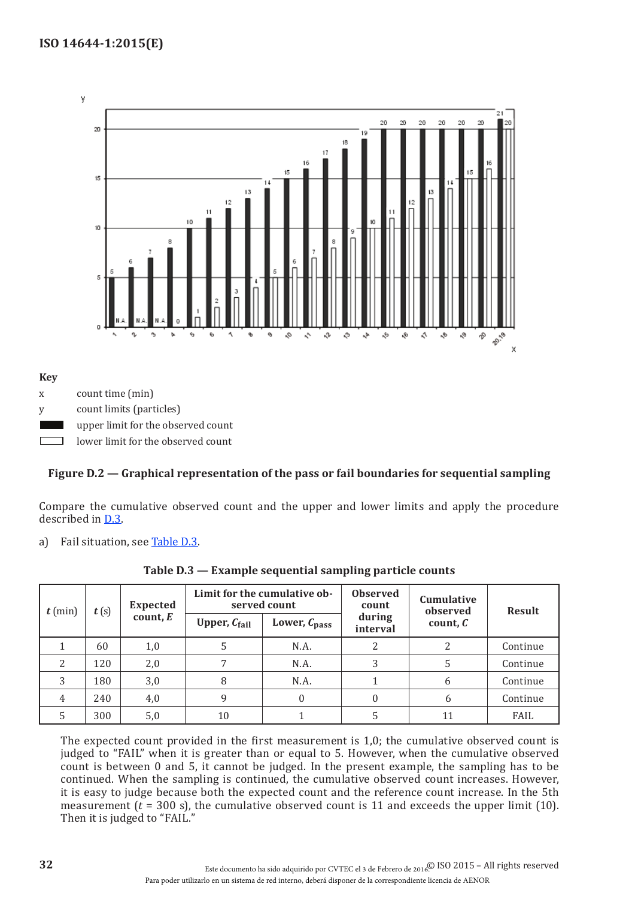**Key**

x count time (min)

y count limits (particles)

upper limit for the observed count

lower limit for the observed count

**Figure D.2 — Graphical representation of the pass or fail boundaries for sequential sampling**

Compare the cumulative observed count and the upper and lower limits and apply the procedure described in D.3.

a) Fail situation, see Table D.3.

**Table D.3 — Example sequential sampling particle counts**

| *t* (min) | *t* (s) | Expected count, *E* | Limit for the cumulative observed count | | Observed count during interval | Cumulative observed count, *C* | Result |
|---|---|---|---|---|---|---|---|
| | | | Upper, $C_{fail}$ | Lower, $C_{pass}$ | | | |
| 1 | 60 | 1,0 | 5 | N.A. | 2 | 2 | Continue |
| 2 | 120 | 2,0 | 7 | N.A. | 3 | 5 | Continue |
| 3 | 180 | 3,0 | 8 | N.A. | 1 | 6 | Continue |
| 4 | 240 | 4,0 | 9 | 0 | 0 | 6 | Continue |
| 5 | 300 | 5,0 | 10 | 1 | 5 | 11 | FAIL |

The expected count provided in the first measurement is 1,0; the cumulative observed count is judged to "FAIL" when it is greater than or equal to 5. However, when the cumulative observed count is between 0 and 5, it cannot be judged. In the present example, the sampling has to be continued. When the sampling is continued, the cumulative observed count increases. However, it is easy to judge because both the expected count and the reference count increase. In the 5th measurement ($t$ = 300 s), the cumulative observed count is 11 and exceeds the upper limit (10). Then it is judged to "FAIL."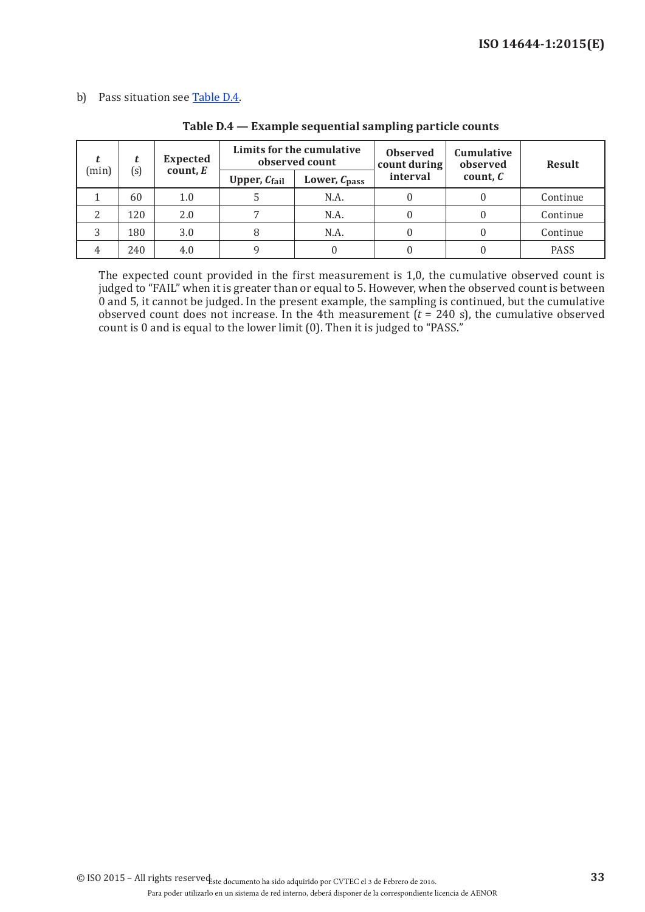b) Pass situation see Table D.4.

**Table D.4 — Example sequential sampling particle counts**

| *t* (min) | *t* (s) | Expected count, *E* | Limits for the cumulative observed count | | Observed count during interval | Cumulative observed count, *C* | Result |
|---|---|---|---|---|---|---|---|
| | | | Upper, $C_{fail}$ | Lower, $C_{pass}$ | | | |
| 1 | 60 | 1.0 | 5 | N.A. | 0 | 0 | Continue |
| 2 | 120 | 2.0 | 7 | N.A. | 0 | 0 | Continue |
| 3 | 180 | 3.0 | 8 | N.A. | 0 | 0 | Continue |
| 4 | 240 | 4.0 | 9 | 0 | 0 | 0 | PASS |

The expected count provided in the first measurement is 1,0, the cumulative observed count is judged to "FAIL" when it is greater than or equal to 5. However, when the observed count is between 0 and 5, it cannot be judged. In the present example, the sampling is continued, but the cumulative observed count does not increase. In the 4th measurement ($t$ = 240 s), the cumulative observed count is 0 and is equal to the lower limit (0). Then it is judged to "PASS."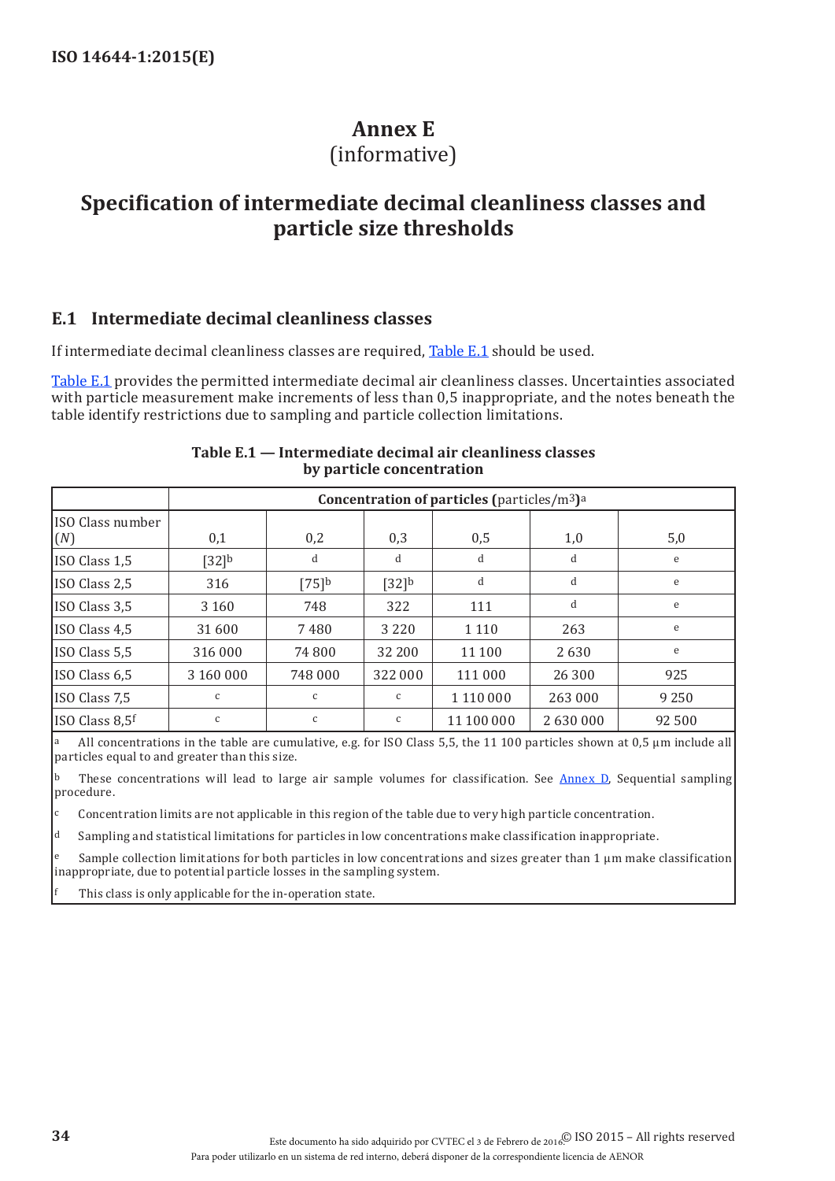# Annex E
(informative)

# Specification of intermediate decimal cleanliness classes and particle size thresholds

## E.1 Intermediate decimal cleanliness classes

If intermediate decimal cleanliness classes are required, Table E.1 should be used.

Table E.1 provides the permitted intermediate decimal air cleanliness classes. Uncertainties associated with particle measurement make increments of less than 0,5 inappropriate, and the notes beneath the table identify restrictions due to sampling and particle collection limitations.

**Table E.1 — Intermediate decimal air cleanliness classes by particle concentration**

| | **Concentration of particles** (particles/m$^3$)[a] | | | | | |
|---|---|---|---|---|---|---|
| ISO Class number ($N$) | 0,1 | 0,2 | 0,3 | 0,5 | 1,0 | 5,0 |
| ISO Class 1,5 | [32][b] | d | d | d | d | e |
| ISO Class 2,5 | 316 | [75][b] | [32][b] | d | d | e |
| ISO Class 3,5 | 3 160 | 748 | 322 | 111 | d | e |
| ISO Class 4,5 | 31 600 | 7 480 | 3 220 | 1 110 | 263 | e |
| ISO Class 5,5 | 316 000 | 74 800 | 32 200 | 11 100 | 2 630 | e |
| ISO Class 6,5 | 3 160 000 | 748 000 | 322 000 | 111 000 | 26 300 | 925 |
| ISO Class 7,5 | c | c | c | 1 110 000 | 263 000 | 9 250 |
| ISO Class 8,5[f] | c | c | c | 11 100 000 | 2 630 000 | 92 500 |

[a] All concentrations in the table are cumulative, e.g. for ISO Class 5,5, the 11 100 particles shown at 0,5 µm include all particles equal to and greater than this size.

[b] These concentrations will lead to large air sample volumes for classification. See Annex D, Sequential sampling procedure.

[c] Concentration limits are not applicable in this region of the table due to very high particle concentration.

[d] Sampling and statistical limitations for particles in low concentrations make classification inappropriate.

[e] Sample collection limitations for both particles in low concentrations and sizes greater than 1 µm make classification inappropriate, due to potential particle losses in the sampling system.

[f] This class is only applicable for the in-operation state.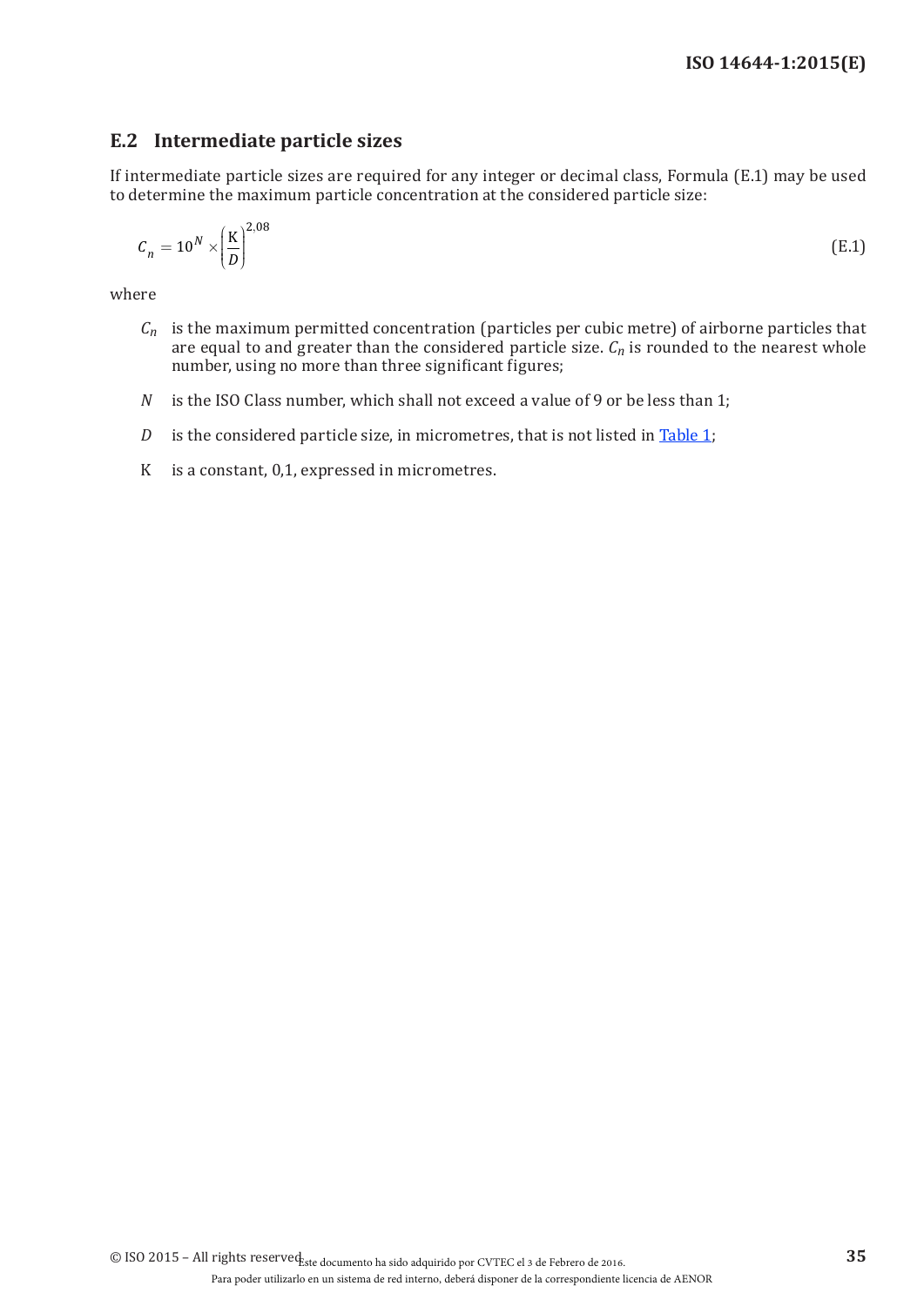## E.2 Intermediate particle sizes

If intermediate particle sizes are required for any integer or decimal class, Formula (E.1) may be used to determine the maximum particle concentration at the considered particle size:

$$C_n = 10^N \times \left(\frac{\mathrm{K}}{D}\right)^{2{,}08} \tag{E.1}$$

where

$C_n$ is the maximum permitted concentration (particles per cubic metre) of airborne particles that are equal to and greater than the considered particle size. $C_n$ is rounded to the nearest whole number, using no more than three significant figures;

$N$ is the ISO Class number, which shall not exceed a value of 9 or be less than 1;

$D$ is the considered particle size, in micrometres, that is not listed in Table 1;

K is a constant, 0,1, expressed in micrometres.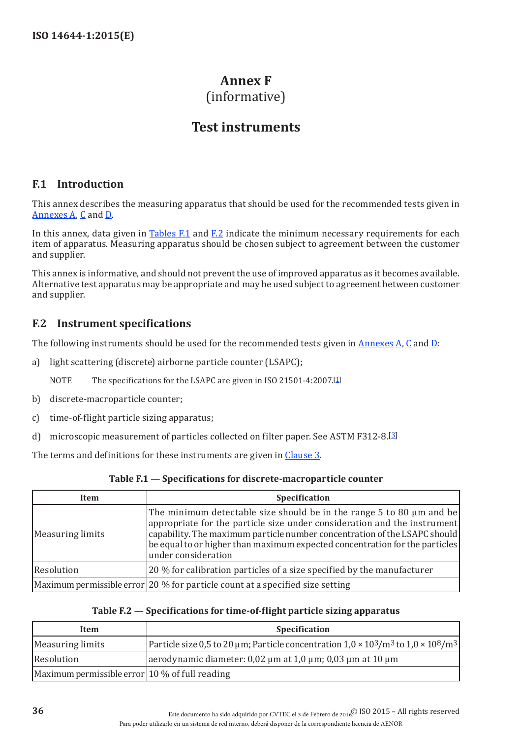# Annex F
(informative)

# Test instruments

## F.1 Introduction

This annex describes the measuring apparatus that should be used for the recommended tests given in Annexes A, C and D.

In this annex, data given in Tables F.1 and F.2 indicate the minimum necessary requirements for each item of apparatus. Measuring apparatus should be chosen subject to agreement between the customer and supplier.

This annex is informative, and should not prevent the use of improved apparatus as it becomes available. Alternative test apparatus may be appropriate and may be used subject to agreement between customer and supplier.

## F.2 Instrument specifications

The following instruments should be used for the recommended tests given in Annexes A, C and D:

a) light scattering (discrete) airborne particle counter (LSAPC);

NOTE The specifications for the LSAPC are given in ISO 21501-4:2007.[1]

b) discrete-macroparticle counter;

c) time-of-flight particle sizing apparatus;

d) microscopic measurement of particles collected on filter paper. See ASTM F312-8.[3]

The terms and definitions for these instruments are given in Clause 3.

**Table F.1 — Specifications for discrete-macroparticle counter**

| Item | Specification |
|---|---|
| Measuring limits | The minimum detectable size should be in the range 5 to 80 µm and be appropriate for the particle size under consideration and the instrument capability. The maximum particle number concentration of the LSAPC should be equal to or higher than maximum expected concentration for the particles under consideration |
| Resolution | 20 % for calibration particles of a size specified by the manufacturer |
| Maximum permissible error | 20 % for particle count at a specified size setting |

**Table F.2 — Specifications for time-of-flight particle sizing apparatus**

| Item | Specification |
|---|---|
| Measuring limits | Particle size 0,5 to 20 µm; Particle concentration $1{,}0 \times 10^3/\text{m}^3$ to $1{,}0 \times 10^8/\text{m}^3$ |
| Resolution | aerodynamic diameter: 0,02 µm at 1,0 µm; 0,03 µm at 10 µm |
| Maximum permissible error | 10 % of full reading |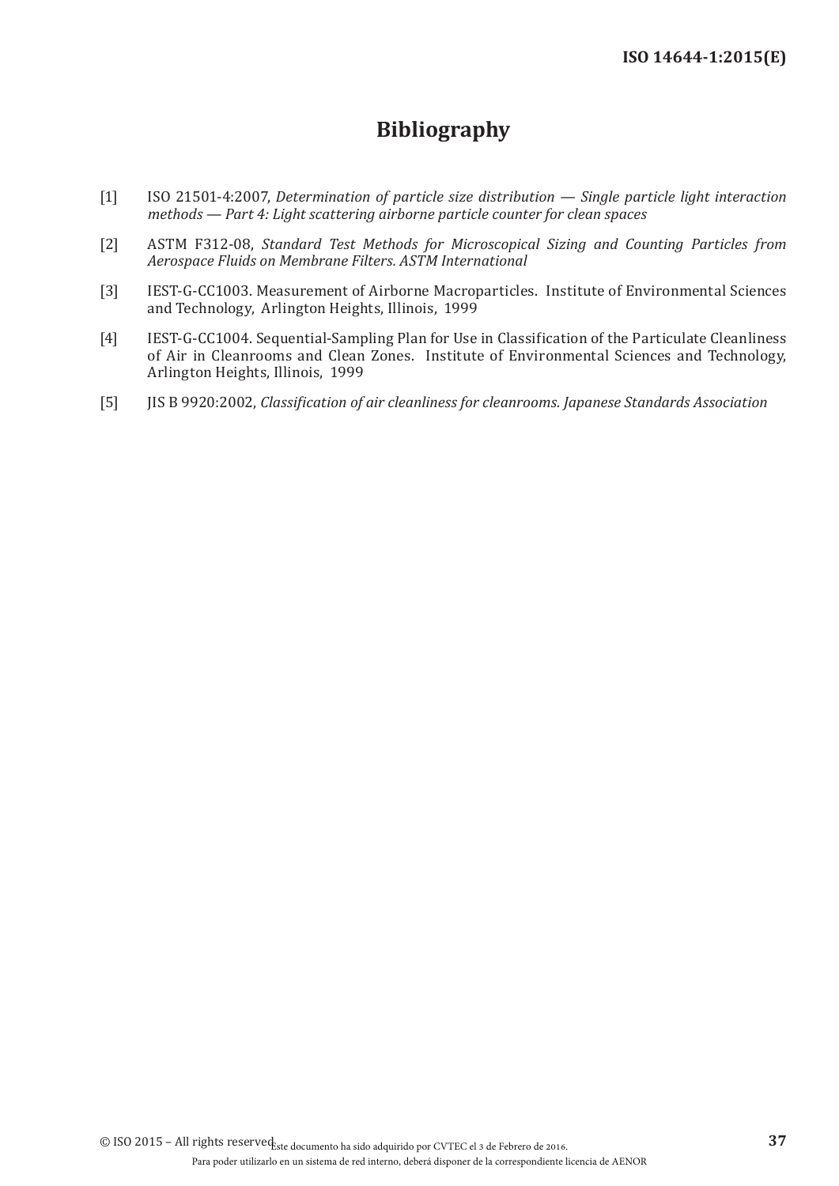# Bibliography

[1] ISO 21501-4:2007, *Determination of particle size distribution — Single particle light interaction methods — Part 4: Light scattering airborne particle counter for clean spaces*

[2] ASTM F312-08, *Standard Test Methods for Microscopical Sizing and Counting Particles from Aerospace Fluids on Membrane Filters. ASTM International*

[3] IEST-G-CC1003. Measurement of Airborne Macroparticles. Institute of Environmental Sciences and Technology, Arlington Heights, Illinois, 1999

[4] IEST-G-CC1004. Sequential-Sampling Plan for Use in Classification of the Particulate Cleanliness of Air in Cleanrooms and Clean Zones. Institute of Environmental Sciences and Technology, Arlington Heights, Illinois, 1999

[5] JIS B 9920:2002, *Classification of air cleanliness for cleanrooms. Japanese Standards Association*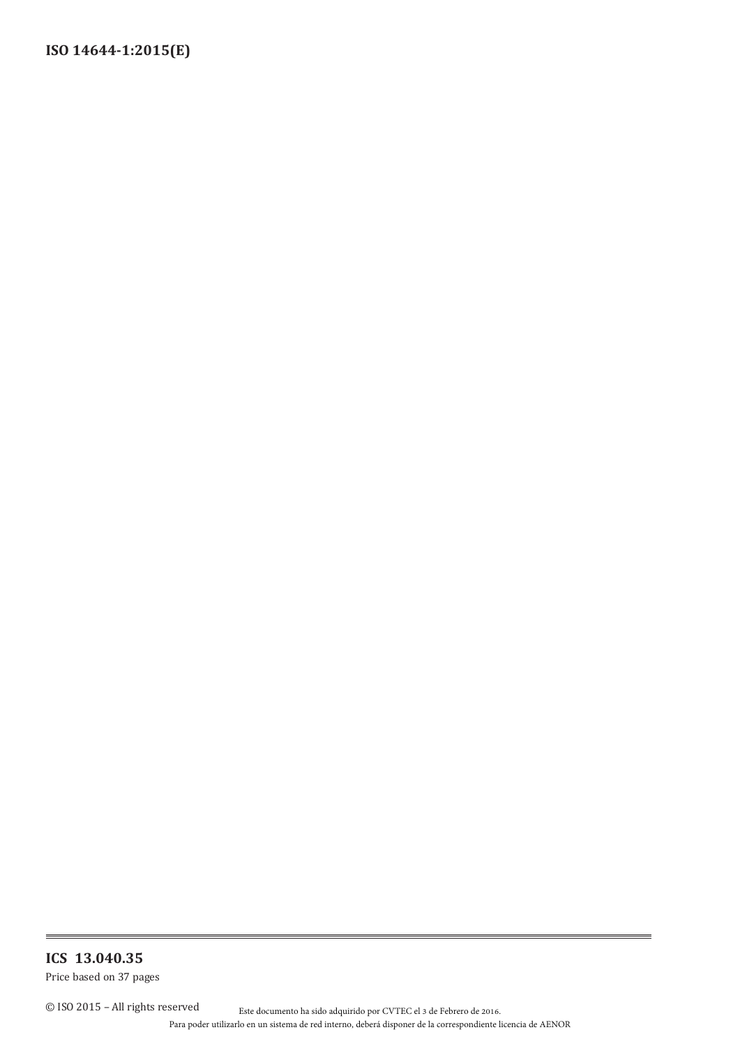ICS 13.040.35

Price based on 37 pages